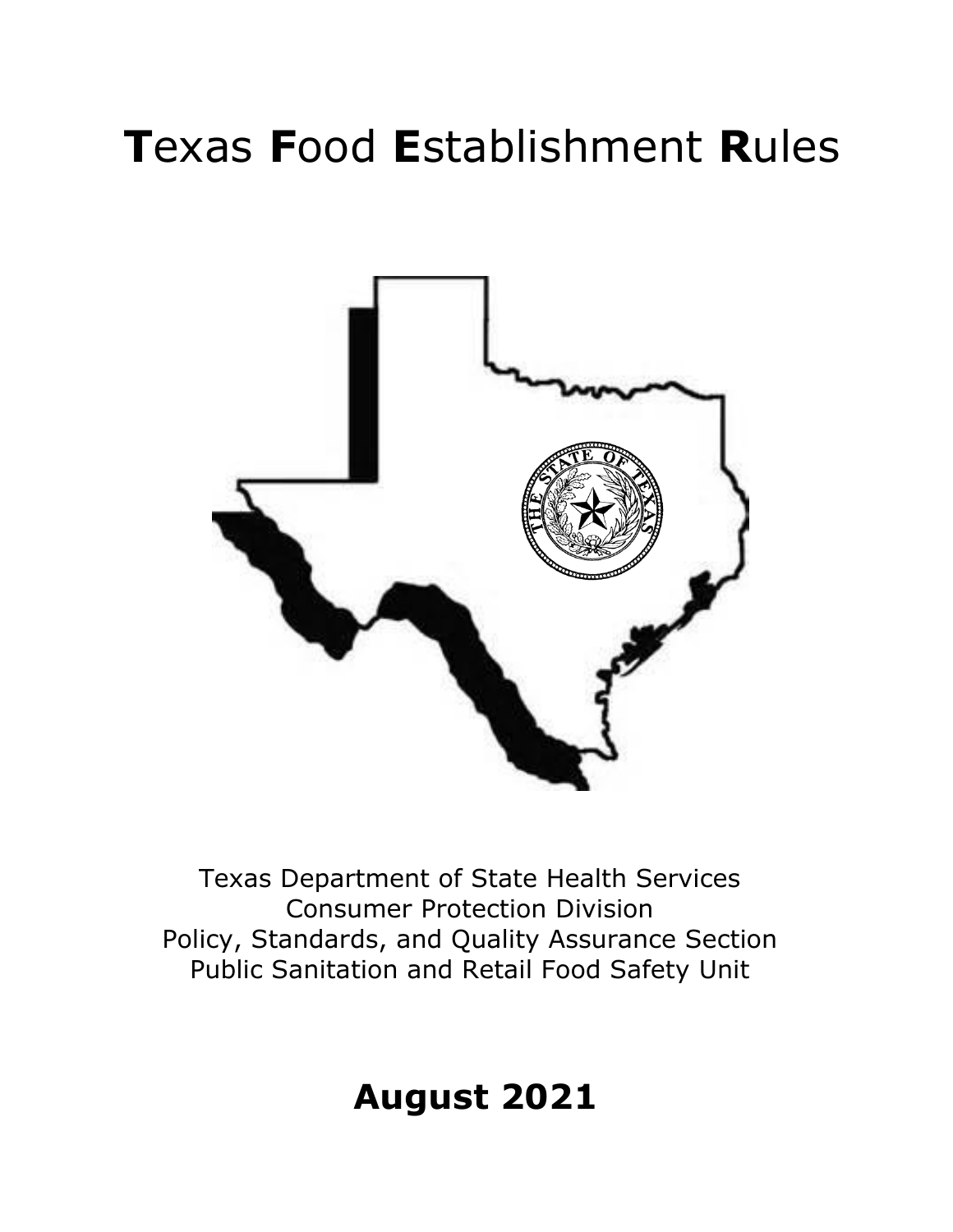# **T**exas **F**ood **E**stablishment **R**ules

Texas Department of State Health Services
Consumer Protection Division
Policy, Standards, and Quality Assurance Section
Public Sanitation and Retail Food Safety Unit

**August 2021**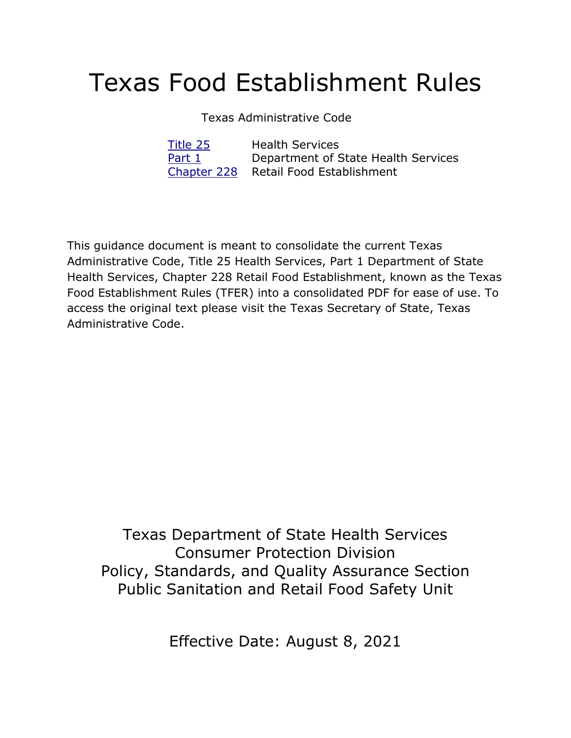# Texas Food Establishment Rules

Texas Administrative Code

| | |
|---|---|
| Title 25 | Health Services |
| Part 1 | Department of State Health Services |
| Chapter 228 | Retail Food Establishment |

This guidance document is meant to consolidate the current Texas Administrative Code, Title 25 Health Services, Part 1 Department of State Health Services, Chapter 228 Retail Food Establishment, known as the Texas Food Establishment Rules (TFER) into a consolidated PDF for ease of use. To access the original text please visit the Texas Secretary of State, Texas Administrative Code.

Texas Department of State Health Services
Consumer Protection Division
Policy, Standards, and Quality Assurance Section
Public Sanitation and Retail Food Safety Unit

Effective Date: August 8, 2021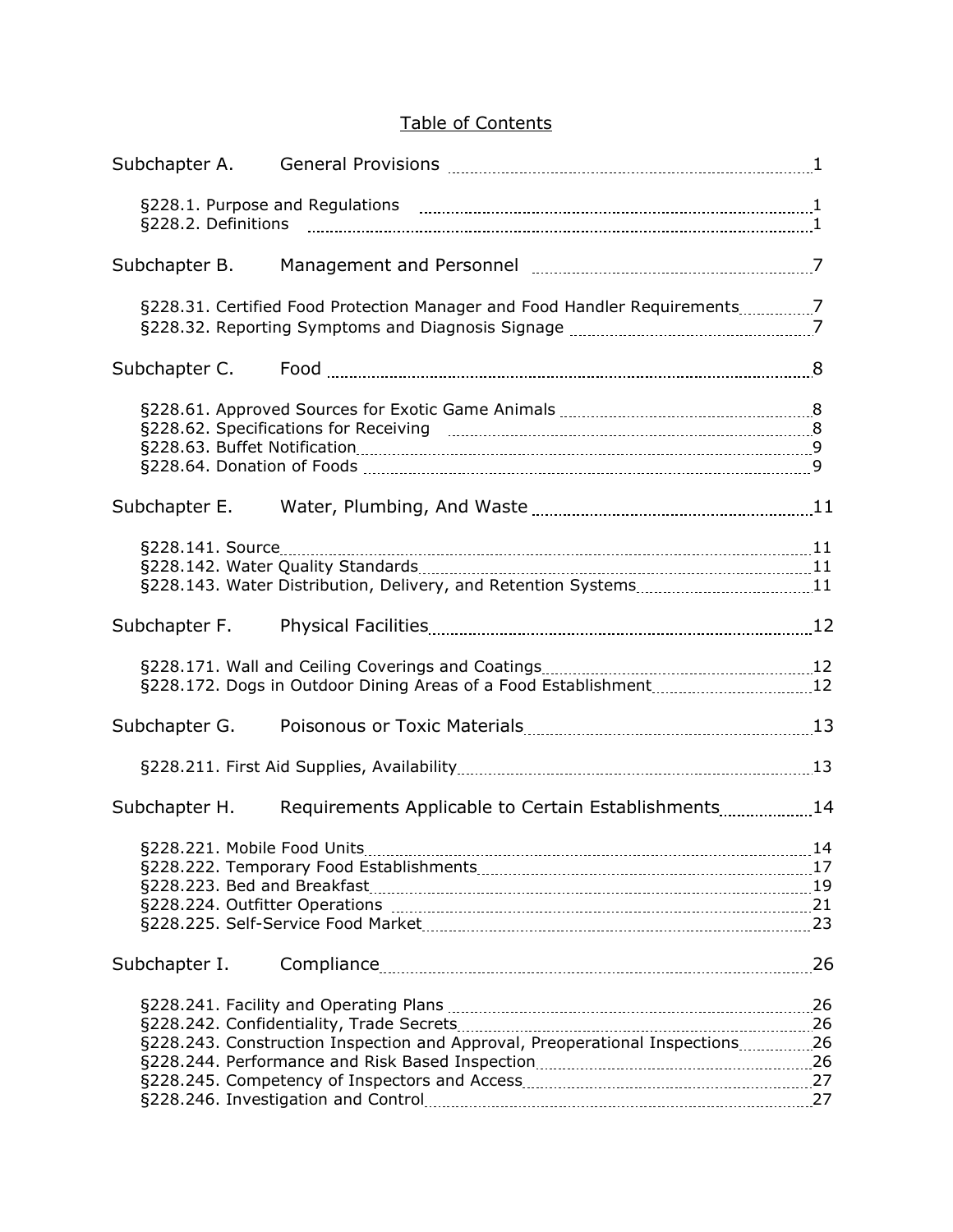# Table of Contents

| | | |
|---|---|---|
| Subchapter A. | General Provisions | 1 |
| | §228.1. Purpose and Regulations | 1 |
| | §228.2. Definitions | 1 |
| Subchapter B. | Management and Personnel | 7 |
| | §228.31. Certified Food Protection Manager and Food Handler Requirements | 7 |
| | §228.32. Reporting Symptoms and Diagnosis Signage | 7 |
| Subchapter C. | Food | 8 |
| | §228.61. Approved Sources for Exotic Game Animals | 8 |
| | §228.62. Specifications for Receiving | 8 |
| | §228.63. Buffet Notification | 9 |
| | §228.64. Donation of Foods | 9 |
| Subchapter E. | Water, Plumbing, And Waste | 11 |
| | §228.141. Source | 11 |
| | §228.142. Water Quality Standards | 11 |
| | §228.143. Water Distribution, Delivery, and Retention Systems | 11 |
| Subchapter F. | Physical Facilities | 12 |
| | §228.171. Wall and Ceiling Coverings and Coatings | 12 |
| | §228.172. Dogs in Outdoor Dining Areas of a Food Establishment | 12 |
| Subchapter G. | Poisonous or Toxic Materials | 13 |
| | §228.211. First Aid Supplies, Availability | 13 |
| Subchapter H. | Requirements Applicable to Certain Establishments | 14 |
| | §228.221. Mobile Food Units | 14 |
| | §228.222. Temporary Food Establishments | 17 |
| | §228.223. Bed and Breakfast | 19 |
| | §228.224. Outfitter Operations | 21 |
| | §228.225. Self-Service Food Market | 23 |
| Subchapter I. | Compliance | 26 |
| | §228.241. Facility and Operating Plans | 26 |
| | §228.242. Confidentiality, Trade Secrets | 26 |
| | §228.243. Construction Inspection and Approval, Preoperational Inspections | 26 |
| | §228.244. Performance and Risk Based Inspection | 26 |
| | §228.245. Competency of Inspectors and Access | 27 |
| | §228.246. Investigation and Control | 27 |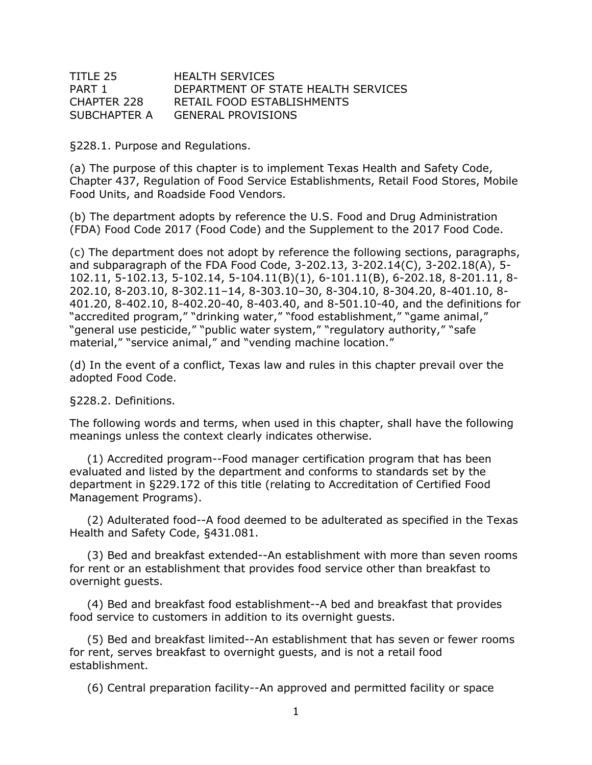TITLE 25 HEALTH SERVICES
PART 1 DEPARTMENT OF STATE HEALTH SERVICES
CHAPTER 228 RETAIL FOOD ESTABLISHMENTS
SUBCHAPTER A GENERAL PROVISIONS

§228.1. Purpose and Regulations.

(a) The purpose of this chapter is to implement Texas Health and Safety Code, Chapter 437, Regulation of Food Service Establishments, Retail Food Stores, Mobile Food Units, and Roadside Food Vendors.

(b) The department adopts by reference the U.S. Food and Drug Administration (FDA) Food Code 2017 (Food Code) and the Supplement to the 2017 Food Code.

(c) The department does not adopt by reference the following sections, paragraphs, and subparagraph of the FDA Food Code, 3-202.13, 3-202.14(C), 3-202.18(A), 5-102.11, 5-102.13, 5-102.14, 5-104.11(B)(1), 6-101.11(B), 6-202.18, 8-201.11, 8-202.10, 8-203.10, 8-302.11–14, 8-303.10–30, 8-304.10, 8-304.20, 8-401.10, 8-401.20, 8-402.10, 8-402.20-40, 8-403.40, and 8-501.10-40, and the definitions for "accredited program," "drinking water," "food establishment," "game animal," "general use pesticide," "public water system," "regulatory authority," "safe material," "service animal," and "vending machine location."

(d) In the event of a conflict, Texas law and rules in this chapter prevail over the adopted Food Code.

§228.2. Definitions.

The following words and terms, when used in this chapter, shall have the following meanings unless the context clearly indicates otherwise.

(1) Accredited program--Food manager certification program that has been evaluated and listed by the department and conforms to standards set by the department in §229.172 of this title (relating to Accreditation of Certified Food Management Programs).

(2) Adulterated food--A food deemed to be adulterated as specified in the Texas Health and Safety Code, §431.081.

(3) Bed and breakfast extended--An establishment with more than seven rooms for rent or an establishment that provides food service other than breakfast to overnight guests.

(4) Bed and breakfast food establishment--A bed and breakfast that provides food service to customers in addition to its overnight guests.

(5) Bed and breakfast limited--An establishment that has seven or fewer rooms for rent, serves breakfast to overnight guests, and is not a retail food establishment.

(6) Central preparation facility--An approved and permitted facility or space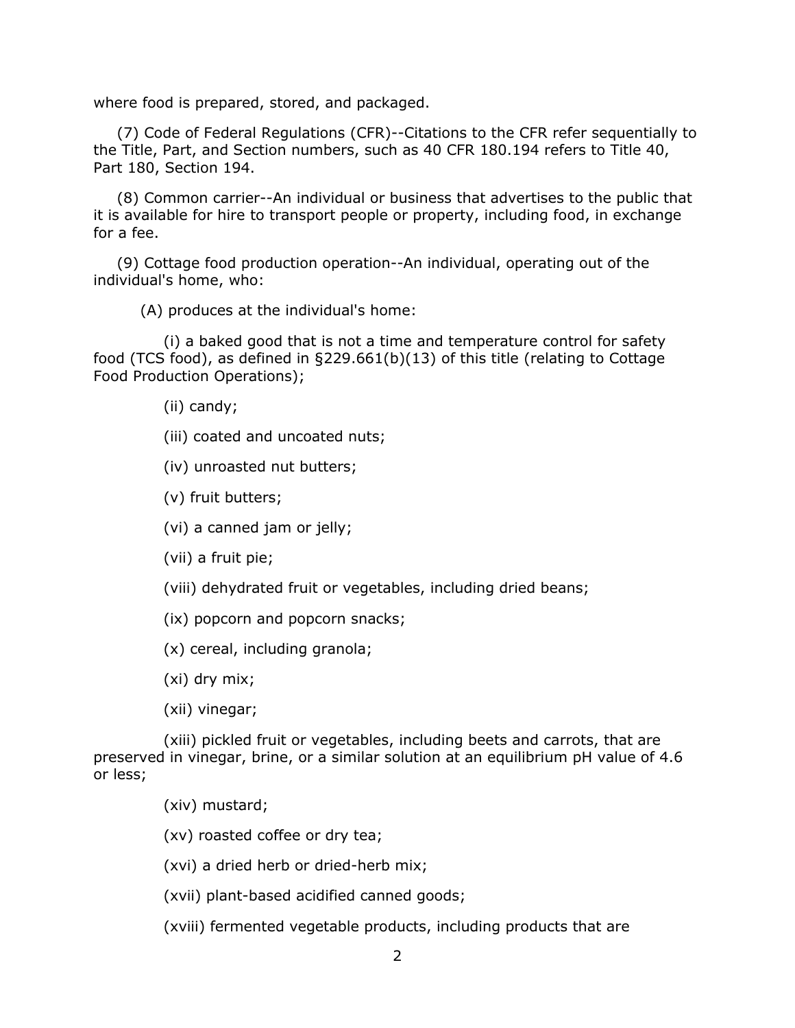where food is prepared, stored, and packaged.

(7) Code of Federal Regulations (CFR)--Citations to the CFR refer sequentially to the Title, Part, and Section numbers, such as 40 CFR 180.194 refers to Title 40, Part 180, Section 194.

(8) Common carrier--An individual or business that advertises to the public that it is available for hire to transport people or property, including food, in exchange for a fee.

(9) Cottage food production operation--An individual, operating out of the individual's home, who:

(A) produces at the individual's home:

(i) a baked good that is not a time and temperature control for safety food (TCS food), as defined in §229.661(b)(13) of this title (relating to Cottage Food Production Operations);

(ii) candy;

(iii) coated and uncoated nuts;

(iv) unroasted nut butters;

(v) fruit butters;

(vi) a canned jam or jelly;

(vii) a fruit pie;

(viii) dehydrated fruit or vegetables, including dried beans;

(ix) popcorn and popcorn snacks;

(x) cereal, including granola;

(xi) dry mix;

(xii) vinegar;

(xiii) pickled fruit or vegetables, including beets and carrots, that are preserved in vinegar, brine, or a similar solution at an equilibrium pH value of 4.6 or less;

(xiv) mustard;

(xv) roasted coffee or dry tea;

(xvi) a dried herb or dried-herb mix;

(xvii) plant-based acidified canned goods;

(xviii) fermented vegetable products, including products that are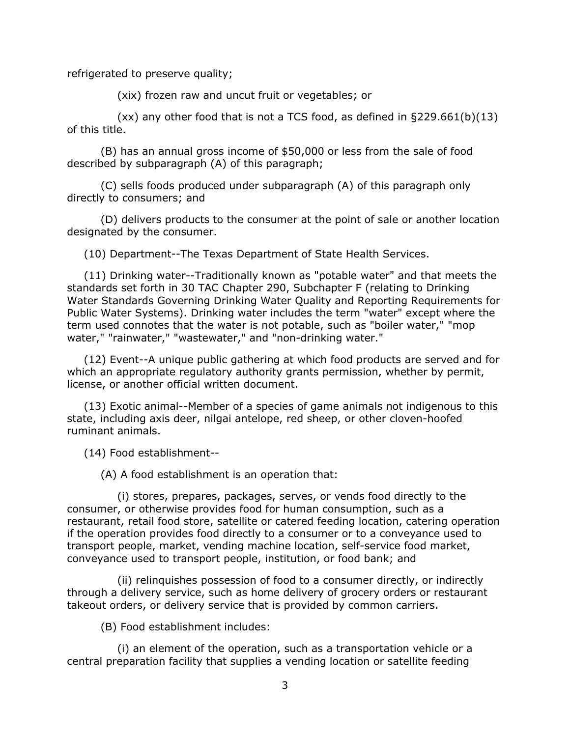refrigerated to preserve quality;

(xix) frozen raw and uncut fruit or vegetables; or

(xx) any other food that is not a TCS food, as defined in §229.661(b)(13) of this title.

(B) has an annual gross income of $50,000 or less from the sale of food described by subparagraph (A) of this paragraph;

(C) sells foods produced under subparagraph (A) of this paragraph only directly to consumers; and

(D) delivers products to the consumer at the point of sale or another location designated by the consumer.

(10) Department--The Texas Department of State Health Services.

(11) Drinking water--Traditionally known as "potable water" and that meets the standards set forth in 30 TAC Chapter 290, Subchapter F (relating to Drinking Water Standards Governing Drinking Water Quality and Reporting Requirements for Public Water Systems). Drinking water includes the term "water" except where the term used connotes that the water is not potable, such as "boiler water," "mop water," "rainwater," "wastewater," and "non-drinking water."

(12) Event--A unique public gathering at which food products are served and for which an appropriate regulatory authority grants permission, whether by permit, license, or another official written document.

(13) Exotic animal--Member of a species of game animals not indigenous to this state, including axis deer, nilgai antelope, red sheep, or other cloven-hoofed ruminant animals.

(14) Food establishment--

(A) A food establishment is an operation that:

(i) stores, prepares, packages, serves, or vends food directly to the consumer, or otherwise provides food for human consumption, such as a restaurant, retail food store, satellite or catered feeding location, catering operation if the operation provides food directly to a consumer or to a conveyance used to transport people, market, vending machine location, self-service food market, conveyance used to transport people, institution, or food bank; and

(ii) relinquishes possession of food to a consumer directly, or indirectly through a delivery service, such as home delivery of grocery orders or restaurant takeout orders, or delivery service that is provided by common carriers.

(B) Food establishment includes:

(i) an element of the operation, such as a transportation vehicle or a central preparation facility that supplies a vending location or satellite feeding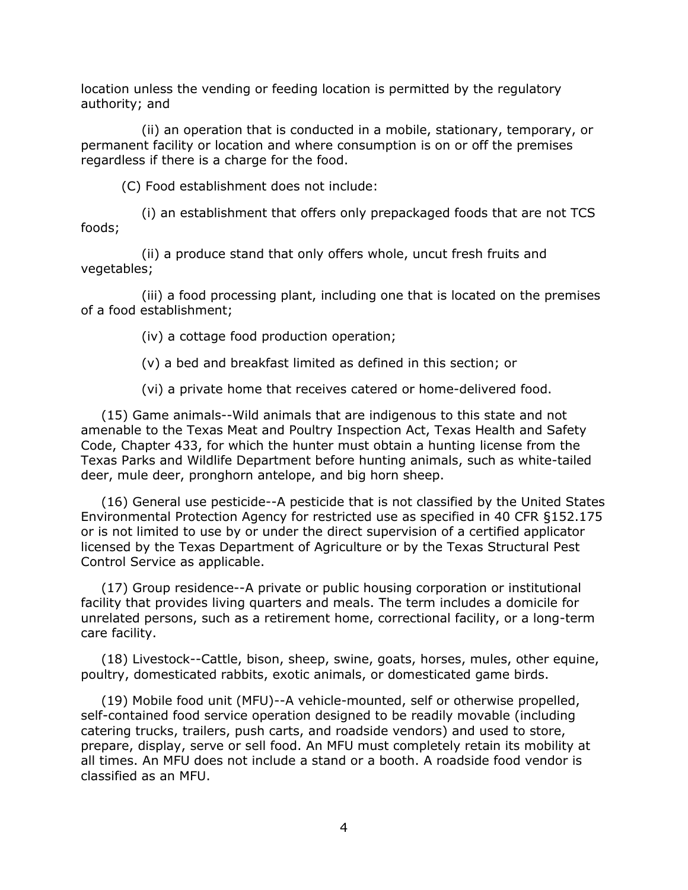location unless the vending or feeding location is permitted by the regulatory authority; and

(ii) an operation that is conducted in a mobile, stationary, temporary, or permanent facility or location and where consumption is on or off the premises regardless if there is a charge for the food.

(C) Food establishment does not include:

(i) an establishment that offers only prepackaged foods that are not TCS foods;

(ii) a produce stand that only offers whole, uncut fresh fruits and vegetables;

(iii) a food processing plant, including one that is located on the premises of a food establishment;

(iv) a cottage food production operation;

(v) a bed and breakfast limited as defined in this section; or

(vi) a private home that receives catered or home-delivered food.

(15) Game animals--Wild animals that are indigenous to this state and not amenable to the Texas Meat and Poultry Inspection Act, Texas Health and Safety Code, Chapter 433, for which the hunter must obtain a hunting license from the Texas Parks and Wildlife Department before hunting animals, such as white-tailed deer, mule deer, pronghorn antelope, and big horn sheep.

(16) General use pesticide--A pesticide that is not classified by the United States Environmental Protection Agency for restricted use as specified in 40 CFR §152.175 or is not limited to use by or under the direct supervision of a certified applicator licensed by the Texas Department of Agriculture or by the Texas Structural Pest Control Service as applicable.

(17) Group residence--A private or public housing corporation or institutional facility that provides living quarters and meals. The term includes a domicile for unrelated persons, such as a retirement home, correctional facility, or a long-term care facility.

(18) Livestock--Cattle, bison, sheep, swine, goats, horses, mules, other equine, poultry, domesticated rabbits, exotic animals, or domesticated game birds.

(19) Mobile food unit (MFU)--A vehicle-mounted, self or otherwise propelled, self-contained food service operation designed to be readily movable (including catering trucks, trailers, push carts, and roadside vendors) and used to store, prepare, display, serve or sell food. An MFU must completely retain its mobility at all times. An MFU does not include a stand or a booth. A roadside food vendor is classified as an MFU.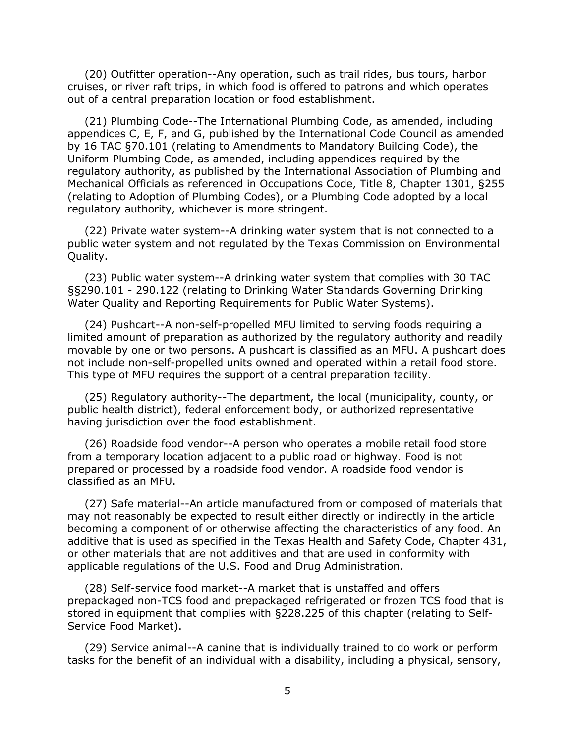(20) Outfitter operation--Any operation, such as trail rides, bus tours, harbor cruises, or river raft trips, in which food is offered to patrons and which operates out of a central preparation location or food establishment.

(21) Plumbing Code--The International Plumbing Code, as amended, including appendices C, E, F, and G, published by the International Code Council as amended by 16 TAC §70.101 (relating to Amendments to Mandatory Building Code), the Uniform Plumbing Code, as amended, including appendices required by the regulatory authority, as published by the International Association of Plumbing and Mechanical Officials as referenced in Occupations Code, Title 8, Chapter 1301, §255 (relating to Adoption of Plumbing Codes), or a Plumbing Code adopted by a local regulatory authority, whichever is more stringent.

(22) Private water system--A drinking water system that is not connected to a public water system and not regulated by the Texas Commission on Environmental Quality.

(23) Public water system--A drinking water system that complies with 30 TAC §§290.101 - 290.122 (relating to Drinking Water Standards Governing Drinking Water Quality and Reporting Requirements for Public Water Systems).

(24) Pushcart--A non-self-propelled MFU limited to serving foods requiring a limited amount of preparation as authorized by the regulatory authority and readily movable by one or two persons. A pushcart is classified as an MFU. A pushcart does not include non-self-propelled units owned and operated within a retail food store. This type of MFU requires the support of a central preparation facility.

(25) Regulatory authority--The department, the local (municipality, county, or public health district), federal enforcement body, or authorized representative having jurisdiction over the food establishment.

(26) Roadside food vendor--A person who operates a mobile retail food store from a temporary location adjacent to a public road or highway. Food is not prepared or processed by a roadside food vendor. A roadside food vendor is classified as an MFU.

(27) Safe material--An article manufactured from or composed of materials that may not reasonably be expected to result either directly or indirectly in the article becoming a component of or otherwise affecting the characteristics of any food. An additive that is used as specified in the Texas Health and Safety Code, Chapter 431, or other materials that are not additives and that are used in conformity with applicable regulations of the U.S. Food and Drug Administration.

(28) Self-service food market--A market that is unstaffed and offers prepackaged non-TCS food and prepackaged refrigerated or frozen TCS food that is stored in equipment that complies with §228.225 of this chapter (relating to Self-Service Food Market).

(29) Service animal--A canine that is individually trained to do work or perform tasks for the benefit of an individual with a disability, including a physical, sensory,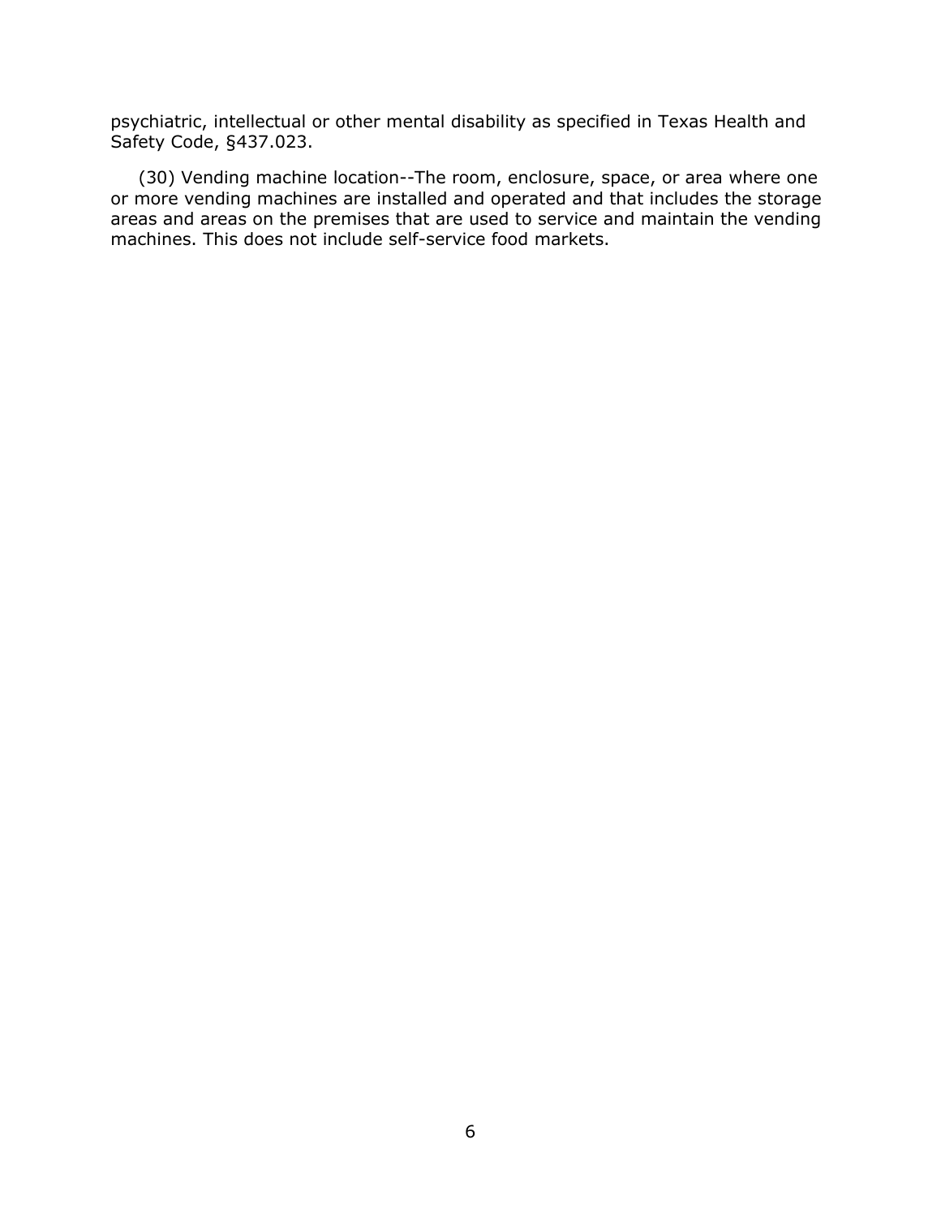psychiatric, intellectual or other mental disability as specified in Texas Health and Safety Code, §437.023.

(30) Vending machine location--The room, enclosure, space, or area where one or more vending machines are installed and operated and that includes the storage areas and areas on the premises that are used to service and maintain the vending machines. This does not include self-service food markets.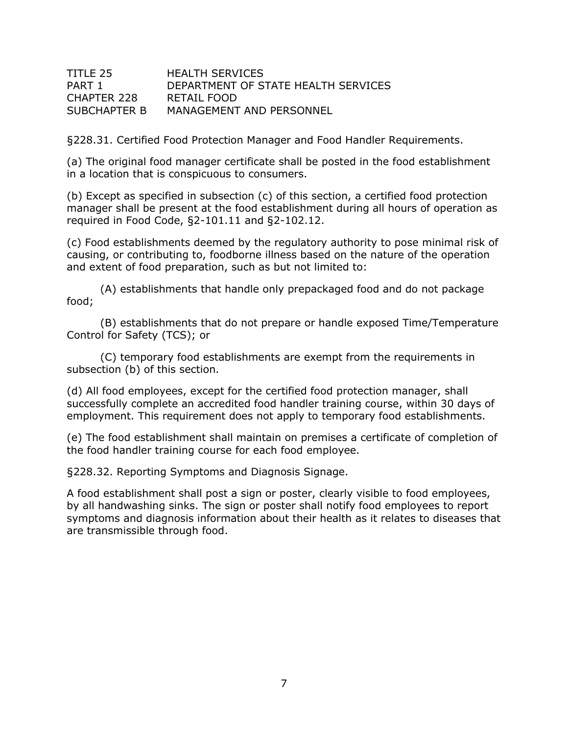TITLE 25 HEALTH SERVICES
PART 1 DEPARTMENT OF STATE HEALTH SERVICES
CHAPTER 228 RETAIL FOOD
SUBCHAPTER B MANAGEMENT AND PERSONNEL

§228.31. Certified Food Protection Manager and Food Handler Requirements.

(a) The original food manager certificate shall be posted in the food establishment in a location that is conspicuous to consumers.

(b) Except as specified in subsection (c) of this section, a certified food protection manager shall be present at the food establishment during all hours of operation as required in Food Code, §2-101.11 and §2-102.12.

(c) Food establishments deemed by the regulatory authority to pose minimal risk of causing, or contributing to, foodborne illness based on the nature of the operation and extent of food preparation, such as but not limited to:

(A) establishments that handle only prepackaged food and do not package food;

(B) establishments that do not prepare or handle exposed Time/Temperature Control for Safety (TCS); or

(C) temporary food establishments are exempt from the requirements in subsection (b) of this section.

(d) All food employees, except for the certified food protection manager, shall successfully complete an accredited food handler training course, within 30 days of employment. This requirement does not apply to temporary food establishments.

(e) The food establishment shall maintain on premises a certificate of completion of the food handler training course for each food employee.

§228.32. Reporting Symptoms and Diagnosis Signage.

A food establishment shall post a sign or poster, clearly visible to food employees, by all handwashing sinks. The sign or poster shall notify food employees to report symptoms and diagnosis information about their health as it relates to diseases that are transmissible through food.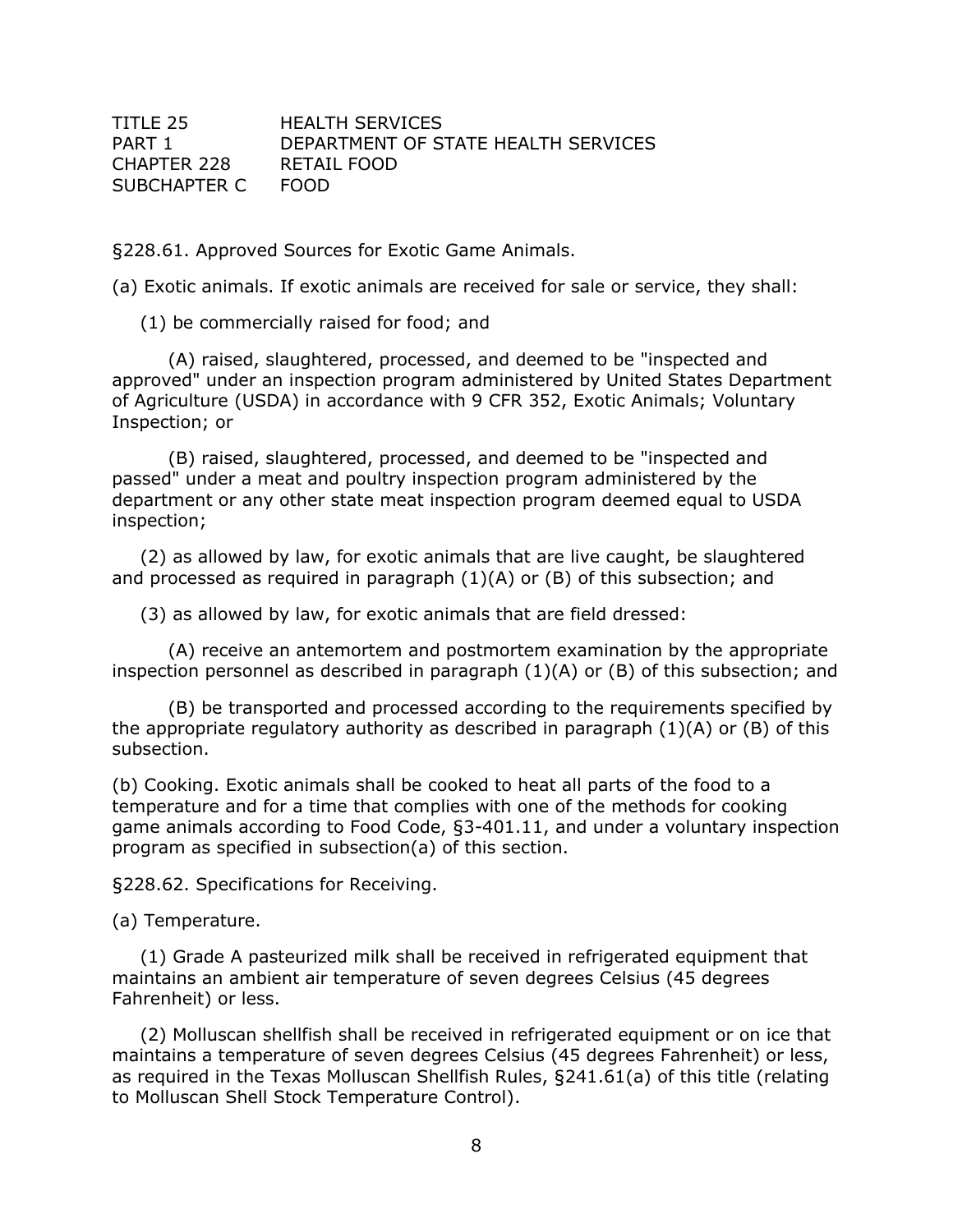TITLE 25 HEALTH SERVICES
PART 1 DEPARTMENT OF STATE HEALTH SERVICES
CHAPTER 228 RETAIL FOOD
SUBCHAPTER C FOOD

§228.61. Approved Sources for Exotic Game Animals.

(a) Exotic animals. If exotic animals are received for sale or service, they shall:

(1) be commercially raised for food; and

(A) raised, slaughtered, processed, and deemed to be "inspected and approved" under an inspection program administered by United States Department of Agriculture (USDA) in accordance with 9 CFR 352, Exotic Animals; Voluntary Inspection; or

(B) raised, slaughtered, processed, and deemed to be "inspected and passed" under a meat and poultry inspection program administered by the department or any other state meat inspection program deemed equal to USDA inspection;

(2) as allowed by law, for exotic animals that are live caught, be slaughtered and processed as required in paragraph (1)(A) or (B) of this subsection; and

(3) as allowed by law, for exotic animals that are field dressed:

(A) receive an antemortem and postmortem examination by the appropriate inspection personnel as described in paragraph (1)(A) or (B) of this subsection; and

(B) be transported and processed according to the requirements specified by the appropriate regulatory authority as described in paragraph (1)(A) or (B) of this subsection.

(b) Cooking. Exotic animals shall be cooked to heat all parts of the food to a temperature and for a time that complies with one of the methods for cooking game animals according to Food Code, §3-401.11, and under a voluntary inspection program as specified in subsection(a) of this section.

§228.62. Specifications for Receiving.

(a) Temperature.

(1) Grade A pasteurized milk shall be received in refrigerated equipment that maintains an ambient air temperature of seven degrees Celsius (45 degrees Fahrenheit) or less.

(2) Molluscan shellfish shall be received in refrigerated equipment or on ice that maintains a temperature of seven degrees Celsius (45 degrees Fahrenheit) or less, as required in the Texas Molluscan Shellfish Rules, §241.61(a) of this title (relating to Molluscan Shell Stock Temperature Control).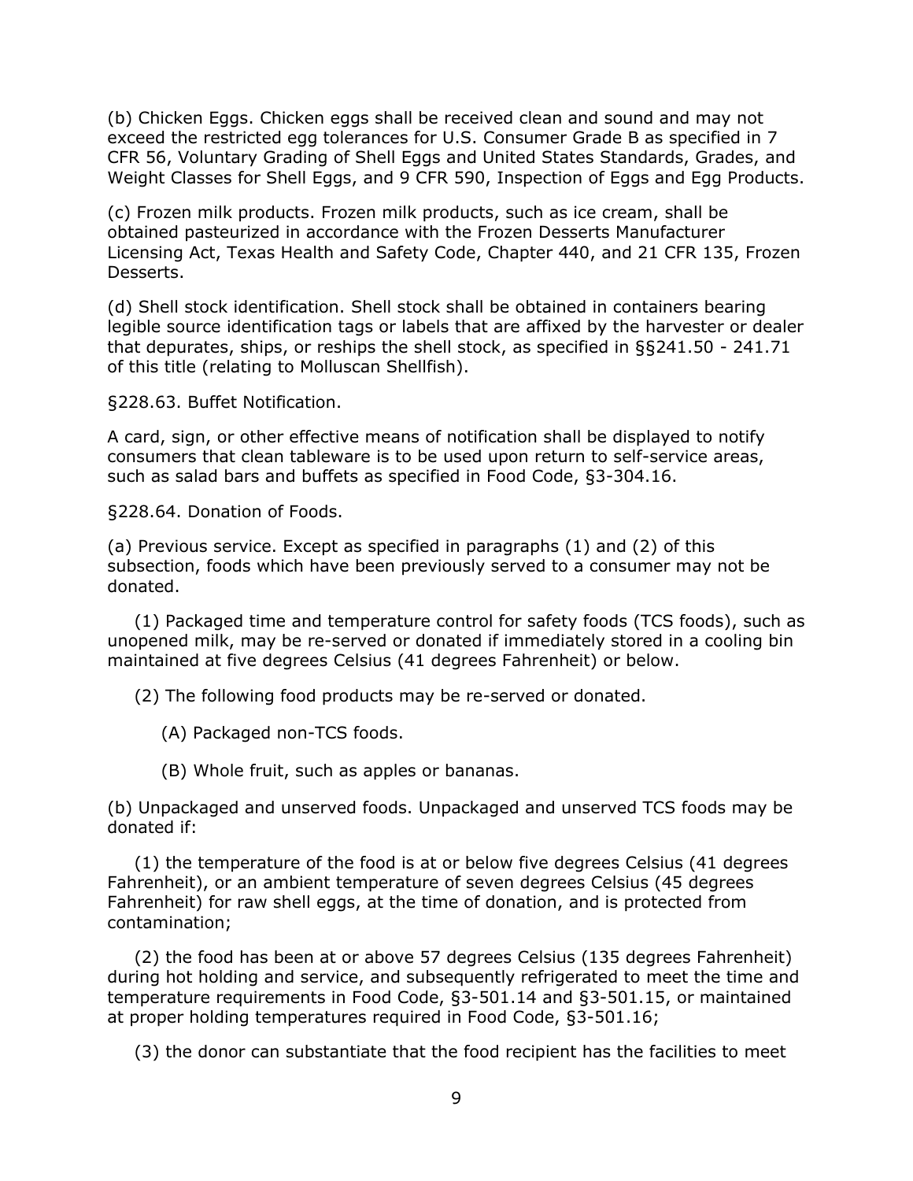(b) Chicken Eggs. Chicken eggs shall be received clean and sound and may not exceed the restricted egg tolerances for U.S. Consumer Grade B as specified in 7 CFR 56, Voluntary Grading of Shell Eggs and United States Standards, Grades, and Weight Classes for Shell Eggs, and 9 CFR 590, Inspection of Eggs and Egg Products.

(c) Frozen milk products. Frozen milk products, such as ice cream, shall be obtained pasteurized in accordance with the Frozen Desserts Manufacturer Licensing Act, Texas Health and Safety Code, Chapter 440, and 21 CFR 135, Frozen Desserts.

(d) Shell stock identification. Shell stock shall be obtained in containers bearing legible source identification tags or labels that are affixed by the harvester or dealer that depurates, ships, or reships the shell stock, as specified in §§241.50 - 241.71 of this title (relating to Molluscan Shellfish).

§228.63. Buffet Notification.

A card, sign, or other effective means of notification shall be displayed to notify consumers that clean tableware is to be used upon return to self-service areas, such as salad bars and buffets as specified in Food Code, §3-304.16.

§228.64. Donation of Foods.

(a) Previous service. Except as specified in paragraphs (1) and (2) of this subsection, foods which have been previously served to a consumer may not be donated.

(1) Packaged time and temperature control for safety foods (TCS foods), such as unopened milk, may be re-served or donated if immediately stored in a cooling bin maintained at five degrees Celsius (41 degrees Fahrenheit) or below.

(2) The following food products may be re-served or donated.

(A) Packaged non-TCS foods.

(B) Whole fruit, such as apples or bananas.

(b) Unpackaged and unserved foods. Unpackaged and unserved TCS foods may be donated if:

(1) the temperature of the food is at or below five degrees Celsius (41 degrees Fahrenheit), or an ambient temperature of seven degrees Celsius (45 degrees Fahrenheit) for raw shell eggs, at the time of donation, and is protected from contamination;

(2) the food has been at or above 57 degrees Celsius (135 degrees Fahrenheit) during hot holding and service, and subsequently refrigerated to meet the time and temperature requirements in Food Code, §3-501.14 and §3-501.15, or maintained at proper holding temperatures required in Food Code, §3-501.16;

(3) the donor can substantiate that the food recipient has the facilities to meet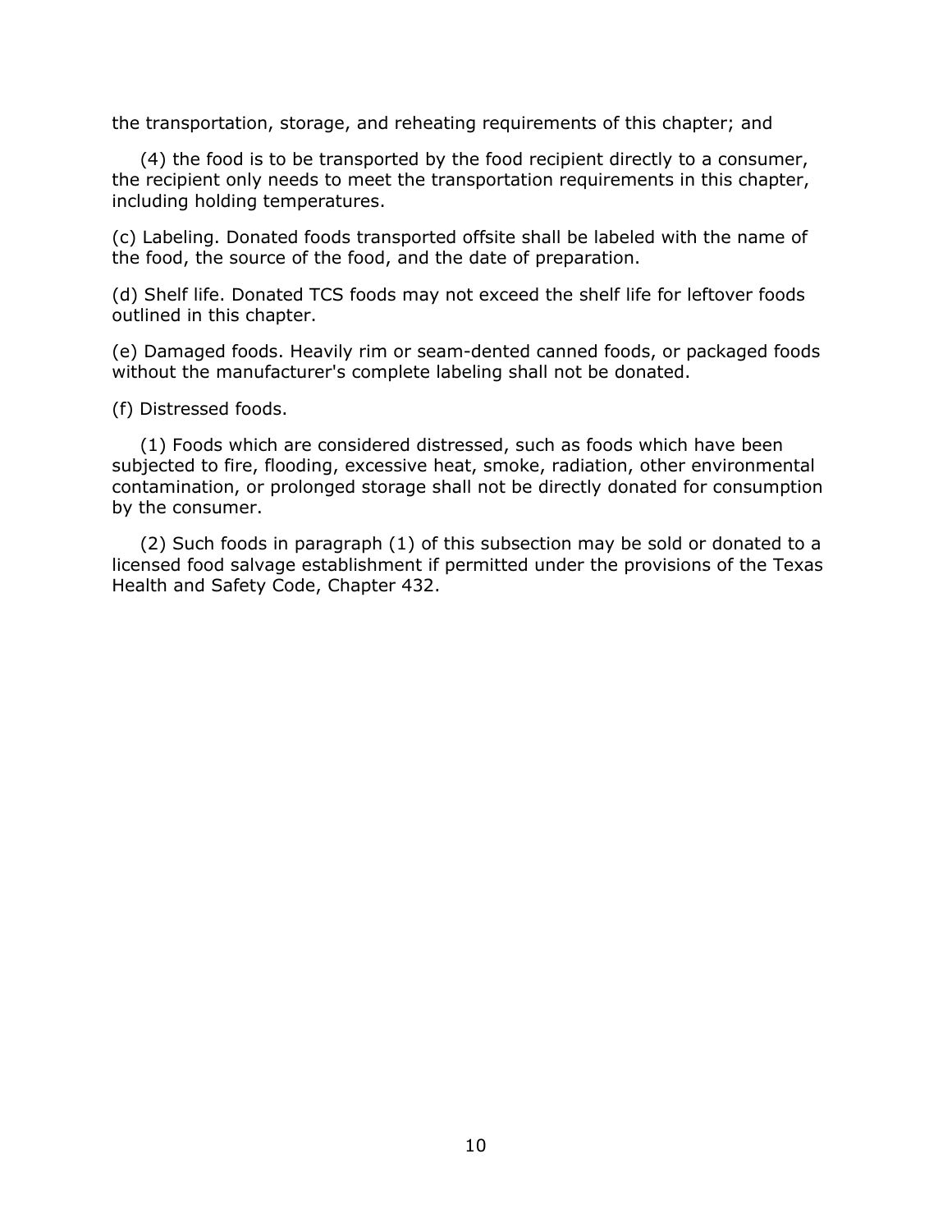the transportation, storage, and reheating requirements of this chapter; and

(4) the food is to be transported by the food recipient directly to a consumer, the recipient only needs to meet the transportation requirements in this chapter, including holding temperatures.

(c) Labeling. Donated foods transported offsite shall be labeled with the name of the food, the source of the food, and the date of preparation.

(d) Shelf life. Donated TCS foods may not exceed the shelf life for leftover foods outlined in this chapter.

(e) Damaged foods. Heavily rim or seam-dented canned foods, or packaged foods without the manufacturer's complete labeling shall not be donated.

(f) Distressed foods.

(1) Foods which are considered distressed, such as foods which have been subjected to fire, flooding, excessive heat, smoke, radiation, other environmental contamination, or prolonged storage shall not be directly donated for consumption by the consumer.

(2) Such foods in paragraph (1) of this subsection may be sold or donated to a licensed food salvage establishment if permitted under the provisions of the Texas Health and Safety Code, Chapter 432.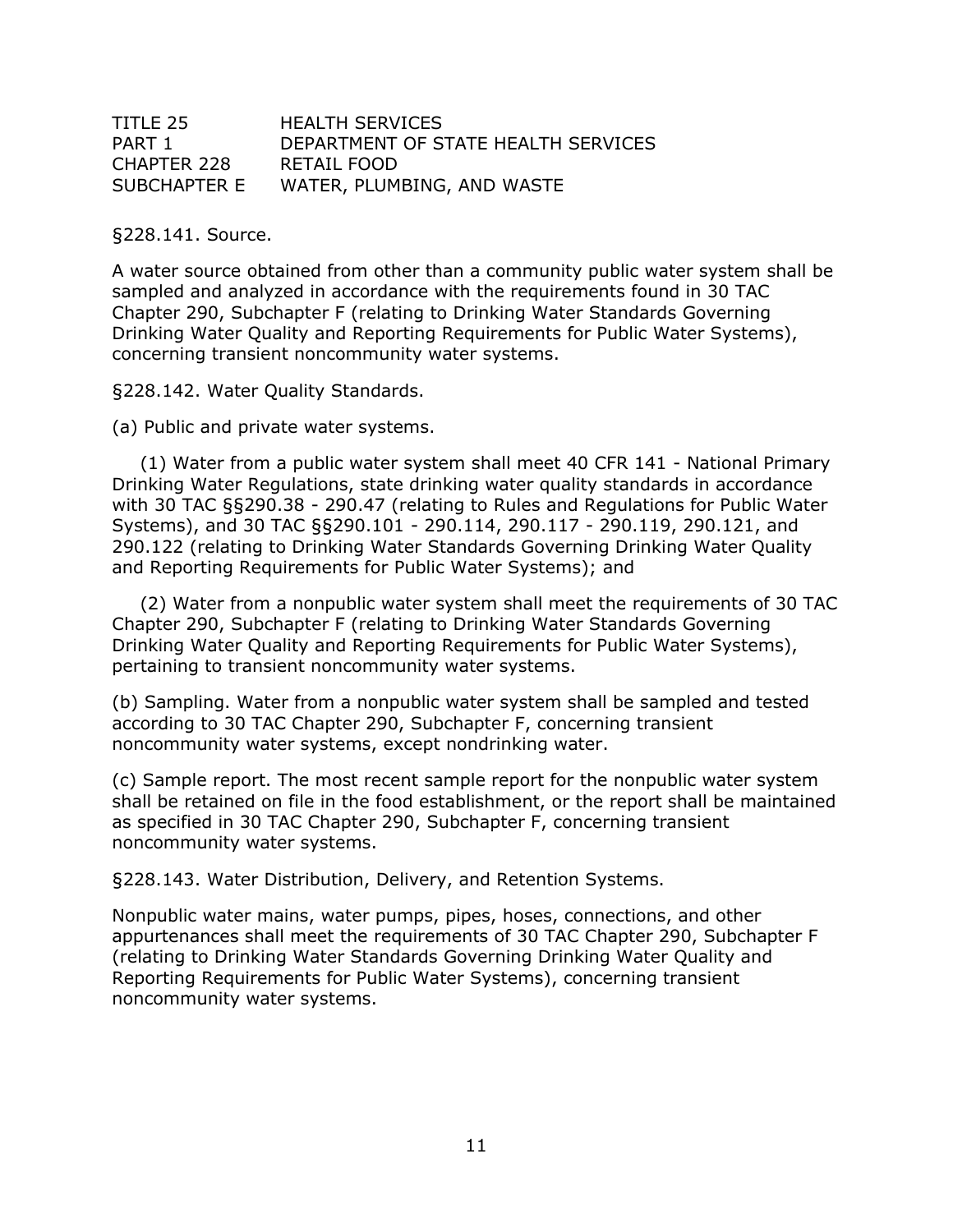TITLE 25 HEALTH SERVICES
PART 1 DEPARTMENT OF STATE HEALTH SERVICES
CHAPTER 228 RETAIL FOOD
SUBCHAPTER E WATER, PLUMBING, AND WASTE

§228.141. Source.

A water source obtained from other than a community public water system shall be sampled and analyzed in accordance with the requirements found in 30 TAC Chapter 290, Subchapter F (relating to Drinking Water Standards Governing Drinking Water Quality and Reporting Requirements for Public Water Systems), concerning transient noncommunity water systems.

§228.142. Water Quality Standards.

(a) Public and private water systems.

(1) Water from a public water system shall meet 40 CFR 141 - National Primary Drinking Water Regulations, state drinking water quality standards in accordance with 30 TAC §§290.38 - 290.47 (relating to Rules and Regulations for Public Water Systems), and 30 TAC §§290.101 - 290.114, 290.117 - 290.119, 290.121, and 290.122 (relating to Drinking Water Standards Governing Drinking Water Quality and Reporting Requirements for Public Water Systems); and

(2) Water from a nonpublic water system shall meet the requirements of 30 TAC Chapter 290, Subchapter F (relating to Drinking Water Standards Governing Drinking Water Quality and Reporting Requirements for Public Water Systems), pertaining to transient noncommunity water systems.

(b) Sampling. Water from a nonpublic water system shall be sampled and tested according to 30 TAC Chapter 290, Subchapter F, concerning transient noncommunity water systems, except nondrinking water.

(c) Sample report. The most recent sample report for the nonpublic water system shall be retained on file in the food establishment, or the report shall be maintained as specified in 30 TAC Chapter 290, Subchapter F, concerning transient noncommunity water systems.

§228.143. Water Distribution, Delivery, and Retention Systems.

Nonpublic water mains, water pumps, pipes, hoses, connections, and other appurtenances shall meet the requirements of 30 TAC Chapter 290, Subchapter F (relating to Drinking Water Standards Governing Drinking Water Quality and Reporting Requirements for Public Water Systems), concerning transient noncommunity water systems.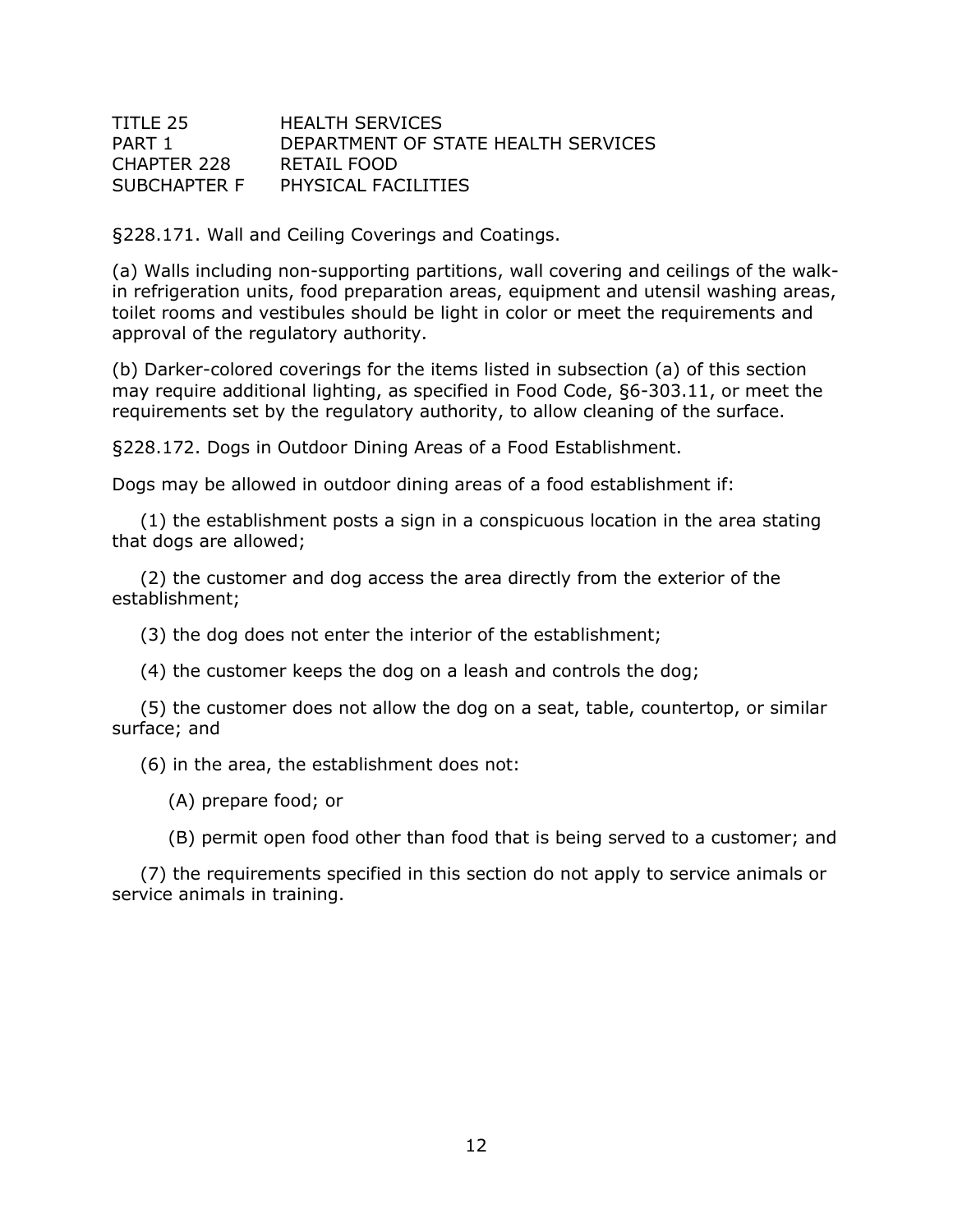TITLE 25 HEALTH SERVICES
PART 1 DEPARTMENT OF STATE HEALTH SERVICES
CHAPTER 228 RETAIL FOOD
SUBCHAPTER F PHYSICAL FACILITIES

§228.171. Wall and Ceiling Coverings and Coatings.

(a) Walls including non-supporting partitions, wall covering and ceilings of the walk-in refrigeration units, food preparation areas, equipment and utensil washing areas, toilet rooms and vestibules should be light in color or meet the requirements and approval of the regulatory authority.

(b) Darker-colored coverings for the items listed in subsection (a) of this section may require additional lighting, as specified in Food Code, §6-303.11, or meet the requirements set by the regulatory authority, to allow cleaning of the surface.

§228.172. Dogs in Outdoor Dining Areas of a Food Establishment.

Dogs may be allowed in outdoor dining areas of a food establishment if:

(1) the establishment posts a sign in a conspicuous location in the area stating that dogs are allowed;

(2) the customer and dog access the area directly from the exterior of the establishment;

(3) the dog does not enter the interior of the establishment;

(4) the customer keeps the dog on a leash and controls the dog;

(5) the customer does not allow the dog on a seat, table, countertop, or similar surface; and

(6) in the area, the establishment does not:

(A) prepare food; or

(B) permit open food other than food that is being served to a customer; and

(7) the requirements specified in this section do not apply to service animals or service animals in training.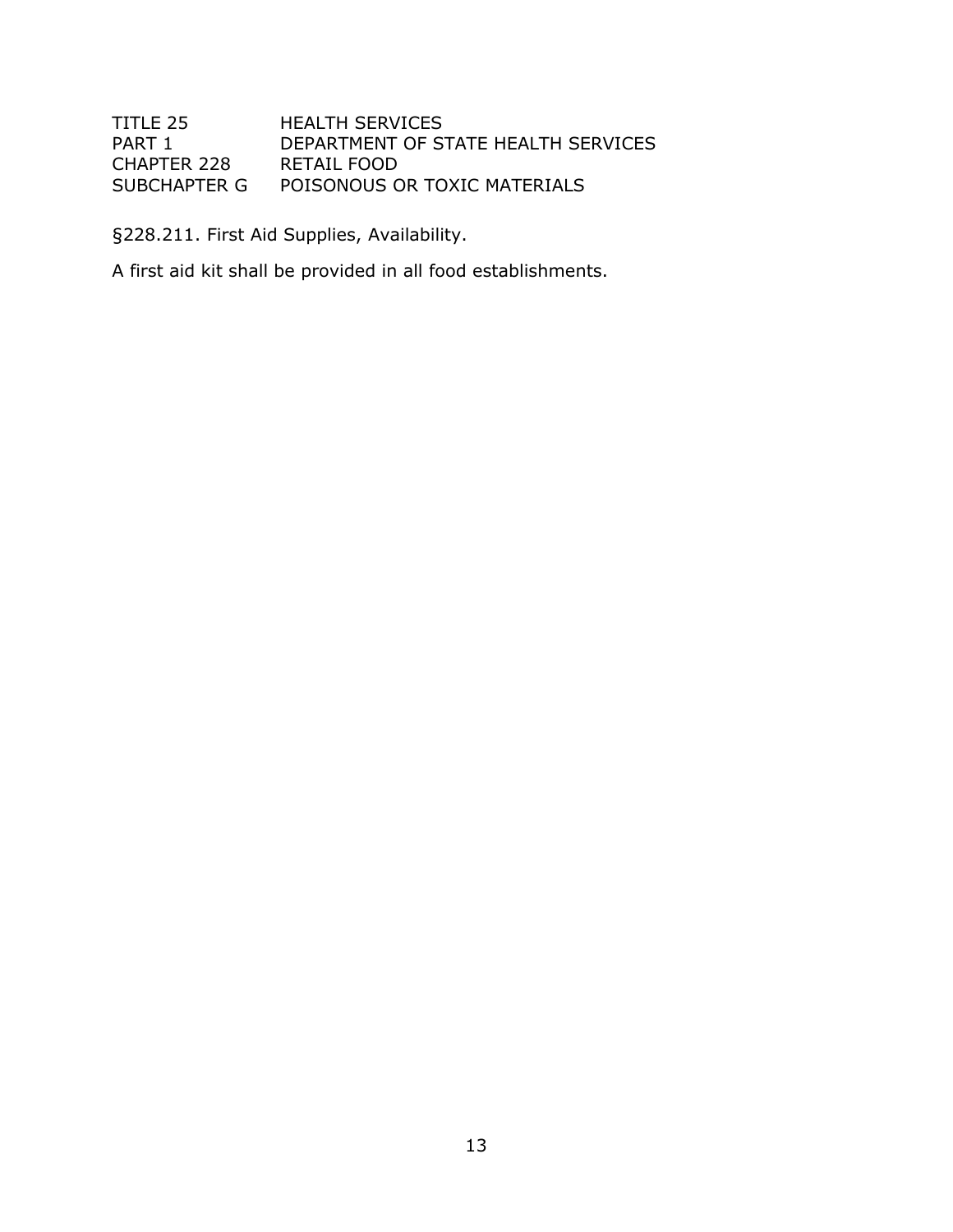TITLE 25 HEALTH SERVICES
PART 1 DEPARTMENT OF STATE HEALTH SERVICES
CHAPTER 228 RETAIL FOOD
SUBCHAPTER G POISONOUS OR TOXIC MATERIALS

§228.211. First Aid Supplies, Availability.

A first aid kit shall be provided in all food establishments.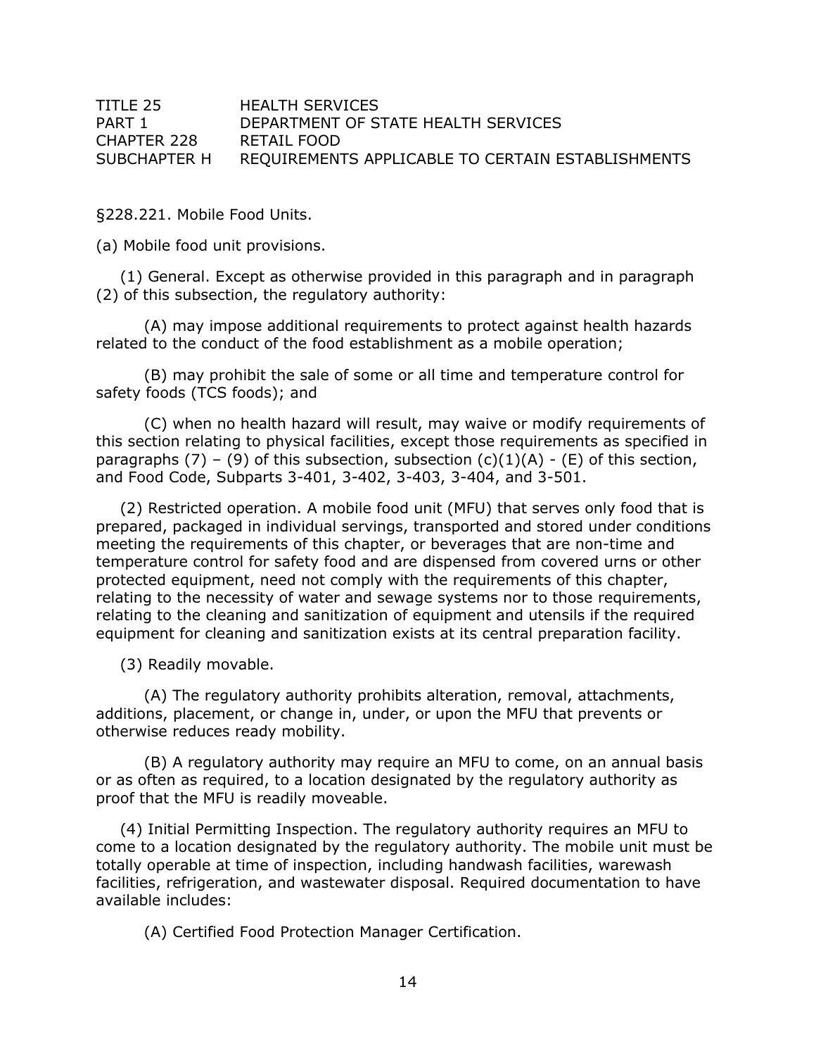TITLE 25 HEALTH SERVICES
PART 1 DEPARTMENT OF STATE HEALTH SERVICES
CHAPTER 228 RETAIL FOOD
SUBCHAPTER H REQUIREMENTS APPLICABLE TO CERTAIN ESTABLISHMENTS

§228.221. Mobile Food Units.

(a) Mobile food unit provisions.

(1) General. Except as otherwise provided in this paragraph and in paragraph (2) of this subsection, the regulatory authority:

(A) may impose additional requirements to protect against health hazards related to the conduct of the food establishment as a mobile operation;

(B) may prohibit the sale of some or all time and temperature control for safety foods (TCS foods); and

(C) when no health hazard will result, may waive or modify requirements of this section relating to physical facilities, except those requirements as specified in paragraphs (7) – (9) of this subsection, subsection (c)(1)(A) - (E) of this section, and Food Code, Subparts 3-401, 3-402, 3-403, 3-404, and 3-501.

(2) Restricted operation. A mobile food unit (MFU) that serves only food that is prepared, packaged in individual servings, transported and stored under conditions meeting the requirements of this chapter, or beverages that are non-time and temperature control for safety food and are dispensed from covered urns or other protected equipment, need not comply with the requirements of this chapter, relating to the necessity of water and sewage systems nor to those requirements, relating to the cleaning and sanitization of equipment and utensils if the required equipment for cleaning and sanitization exists at its central preparation facility.

(3) Readily movable.

(A) The regulatory authority prohibits alteration, removal, attachments, additions, placement, or change in, under, or upon the MFU that prevents or otherwise reduces ready mobility.

(B) A regulatory authority may require an MFU to come, on an annual basis or as often as required, to a location designated by the regulatory authority as proof that the MFU is readily moveable.

(4) Initial Permitting Inspection. The regulatory authority requires an MFU to come to a location designated by the regulatory authority. The mobile unit must be totally operable at time of inspection, including handwash facilities, warewash facilities, refrigeration, and wastewater disposal. Required documentation to have available includes:

(A) Certified Food Protection Manager Certification.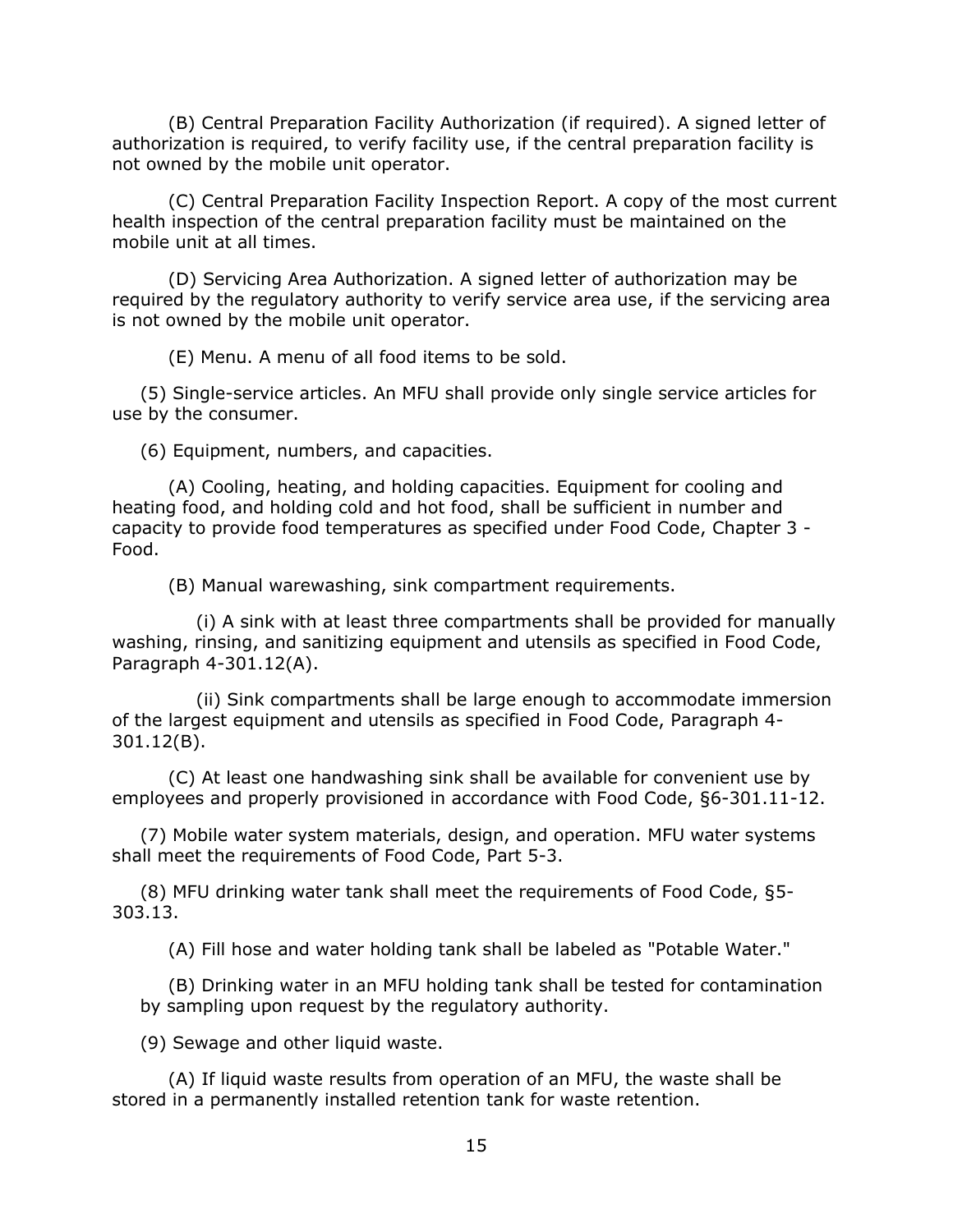(B) Central Preparation Facility Authorization (if required). A signed letter of authorization is required, to verify facility use, if the central preparation facility is not owned by the mobile unit operator.

(C) Central Preparation Facility Inspection Report. A copy of the most current health inspection of the central preparation facility must be maintained on the mobile unit at all times.

(D) Servicing Area Authorization. A signed letter of authorization may be required by the regulatory authority to verify service area use, if the servicing area is not owned by the mobile unit operator.

(E) Menu. A menu of all food items to be sold.

(5) Single-service articles. An MFU shall provide only single service articles for use by the consumer.

(6) Equipment, numbers, and capacities.

(A) Cooling, heating, and holding capacities. Equipment for cooling and heating food, and holding cold and hot food, shall be sufficient in number and capacity to provide food temperatures as specified under Food Code, Chapter 3 - Food.

(B) Manual warewashing, sink compartment requirements.

(i) A sink with at least three compartments shall be provided for manually washing, rinsing, and sanitizing equipment and utensils as specified in Food Code, Paragraph 4-301.12(A).

(ii) Sink compartments shall be large enough to accommodate immersion of the largest equipment and utensils as specified in Food Code, Paragraph 4-301.12(B).

(C) At least one handwashing sink shall be available for convenient use by employees and properly provisioned in accordance with Food Code, §6-301.11-12.

(7) Mobile water system materials, design, and operation. MFU water systems shall meet the requirements of Food Code, Part 5-3.

(8) MFU drinking water tank shall meet the requirements of Food Code, §5-303.13.

(A) Fill hose and water holding tank shall be labeled as "Potable Water."

(B) Drinking water in an MFU holding tank shall be tested for contamination by sampling upon request by the regulatory authority.

(9) Sewage and other liquid waste.

(A) If liquid waste results from operation of an MFU, the waste shall be stored in a permanently installed retention tank for waste retention.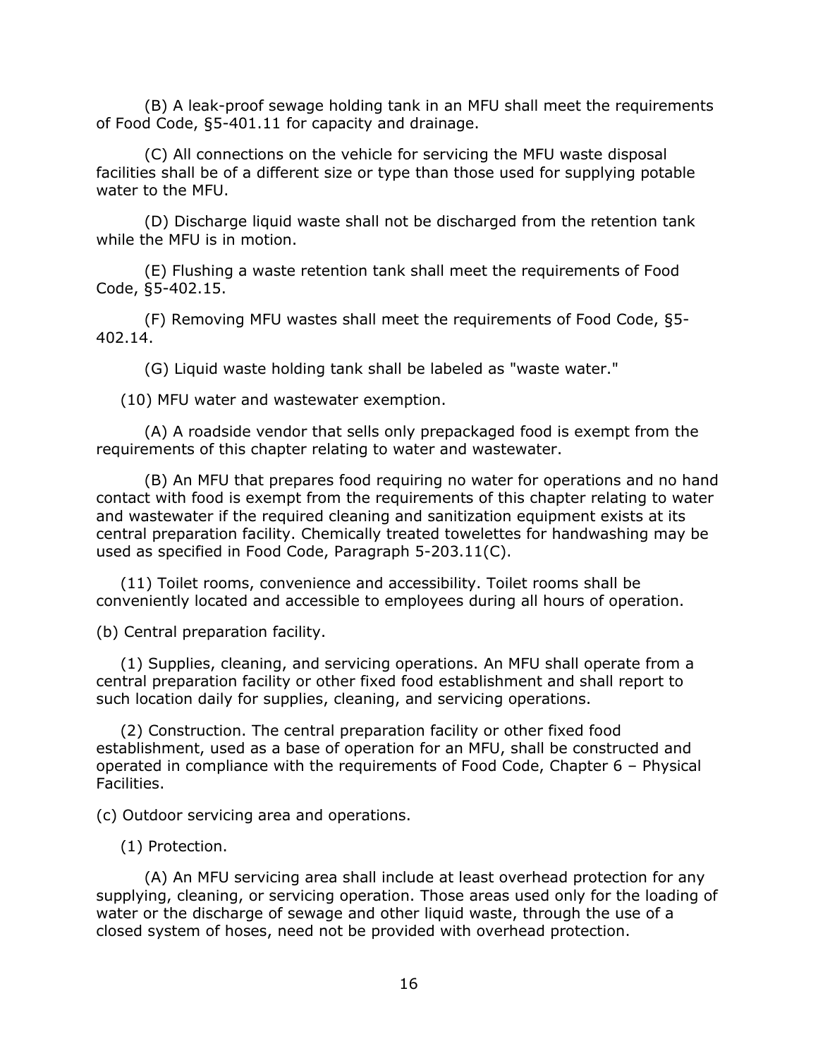(B) A leak-proof sewage holding tank in an MFU shall meet the requirements of Food Code, §5-401.11 for capacity and drainage.

(C) All connections on the vehicle for servicing the MFU waste disposal facilities shall be of a different size or type than those used for supplying potable water to the MFU.

(D) Discharge liquid waste shall not be discharged from the retention tank while the MFU is in motion.

(E) Flushing a waste retention tank shall meet the requirements of Food Code, §5-402.15.

(F) Removing MFU wastes shall meet the requirements of Food Code, §5-402.14.

(G) Liquid waste holding tank shall be labeled as "waste water."

(10) MFU water and wastewater exemption.

(A) A roadside vendor that sells only prepackaged food is exempt from the requirements of this chapter relating to water and wastewater.

(B) An MFU that prepares food requiring no water for operations and no hand contact with food is exempt from the requirements of this chapter relating to water and wastewater if the required cleaning and sanitization equipment exists at its central preparation facility. Chemically treated towelettes for handwashing may be used as specified in Food Code, Paragraph 5-203.11(C).

(11) Toilet rooms, convenience and accessibility. Toilet rooms shall be conveniently located and accessible to employees during all hours of operation.

(b) Central preparation facility.

(1) Supplies, cleaning, and servicing operations. An MFU shall operate from a central preparation facility or other fixed food establishment and shall report to such location daily for supplies, cleaning, and servicing operations.

(2) Construction. The central preparation facility or other fixed food establishment, used as a base of operation for an MFU, shall be constructed and operated in compliance with the requirements of Food Code, Chapter 6 – Physical Facilities.

(c) Outdoor servicing area and operations.

(1) Protection.

(A) An MFU servicing area shall include at least overhead protection for any supplying, cleaning, or servicing operation. Those areas used only for the loading of water or the discharge of sewage and other liquid waste, through the use of a closed system of hoses, need not be provided with overhead protection.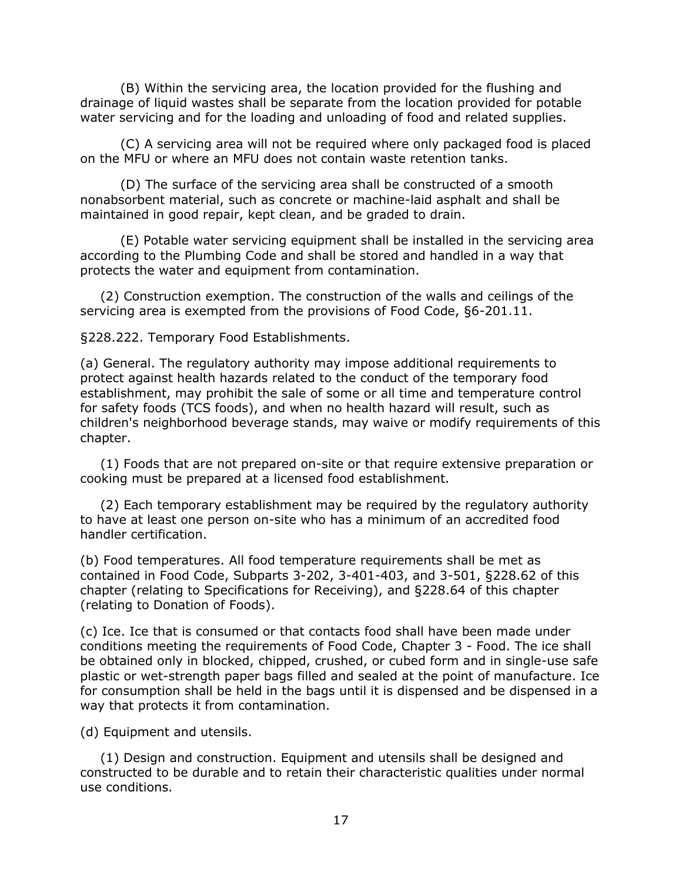(B) Within the servicing area, the location provided for the flushing and drainage of liquid wastes shall be separate from the location provided for potable water servicing and for the loading and unloading of food and related supplies.

(C) A servicing area will not be required where only packaged food is placed on the MFU or where an MFU does not contain waste retention tanks.

(D) The surface of the servicing area shall be constructed of a smooth nonabsorbent material, such as concrete or machine-laid asphalt and shall be maintained in good repair, kept clean, and be graded to drain.

(E) Potable water servicing equipment shall be installed in the servicing area according to the Plumbing Code and shall be stored and handled in a way that protects the water and equipment from contamination.

(2) Construction exemption. The construction of the walls and ceilings of the servicing area is exempted from the provisions of Food Code, §6-201.11.

§228.222. Temporary Food Establishments.

(a) General. The regulatory authority may impose additional requirements to protect against health hazards related to the conduct of the temporary food establishment, may prohibit the sale of some or all time and temperature control for safety foods (TCS foods), and when no health hazard will result, such as children's neighborhood beverage stands, may waive or modify requirements of this chapter.

(1) Foods that are not prepared on-site or that require extensive preparation or cooking must be prepared at a licensed food establishment.

(2) Each temporary establishment may be required by the regulatory authority to have at least one person on-site who has a minimum of an accredited food handler certification.

(b) Food temperatures. All food temperature requirements shall be met as contained in Food Code, Subparts 3-202, 3-401-403, and 3-501, §228.62 of this chapter (relating to Specifications for Receiving), and §228.64 of this chapter (relating to Donation of Foods).

(c) Ice. Ice that is consumed or that contacts food shall have been made under conditions meeting the requirements of Food Code, Chapter 3 - Food. The ice shall be obtained only in blocked, chipped, crushed, or cubed form and in single-use safe plastic or wet-strength paper bags filled and sealed at the point of manufacture. Ice for consumption shall be held in the bags until it is dispensed and be dispensed in a way that protects it from contamination.

(d) Equipment and utensils.

(1) Design and construction. Equipment and utensils shall be designed and constructed to be durable and to retain their characteristic qualities under normal use conditions.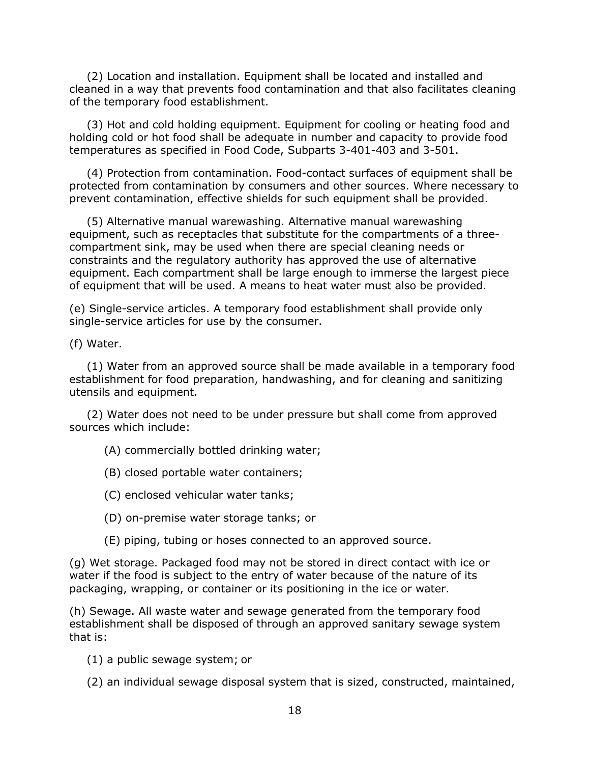(2) Location and installation. Equipment shall be located and installed and cleaned in a way that prevents food contamination and that also facilitates cleaning of the temporary food establishment.

(3) Hot and cold holding equipment. Equipment for cooling or heating food and holding cold or hot food shall be adequate in number and capacity to provide food temperatures as specified in Food Code, Subparts 3-401-403 and 3-501.

(4) Protection from contamination. Food-contact surfaces of equipment shall be protected from contamination by consumers and other sources. Where necessary to prevent contamination, effective shields for such equipment shall be provided.

(5) Alternative manual warewashing. Alternative manual warewashing equipment, such as receptacles that substitute for the compartments of a three-compartment sink, may be used when there are special cleaning needs or constraints and the regulatory authority has approved the use of alternative equipment. Each compartment shall be large enough to immerse the largest piece of equipment that will be used. A means to heat water must also be provided.

(e) Single-service articles. A temporary food establishment shall provide only single-service articles for use by the consumer.

(f) Water.

(1) Water from an approved source shall be made available in a temporary food establishment for food preparation, handwashing, and for cleaning and sanitizing utensils and equipment.

(2) Water does not need to be under pressure but shall come from approved sources which include:

(A) commercially bottled drinking water;

(B) closed portable water containers;

(C) enclosed vehicular water tanks;

(D) on-premise water storage tanks; or

(E) piping, tubing or hoses connected to an approved source.

(g) Wet storage. Packaged food may not be stored in direct contact with ice or water if the food is subject to the entry of water because of the nature of its packaging, wrapping, or container or its positioning in the ice or water.

(h) Sewage. All waste water and sewage generated from the temporary food establishment shall be disposed of through an approved sanitary sewage system that is:

(1) a public sewage system; or

(2) an individual sewage disposal system that is sized, constructed, maintained,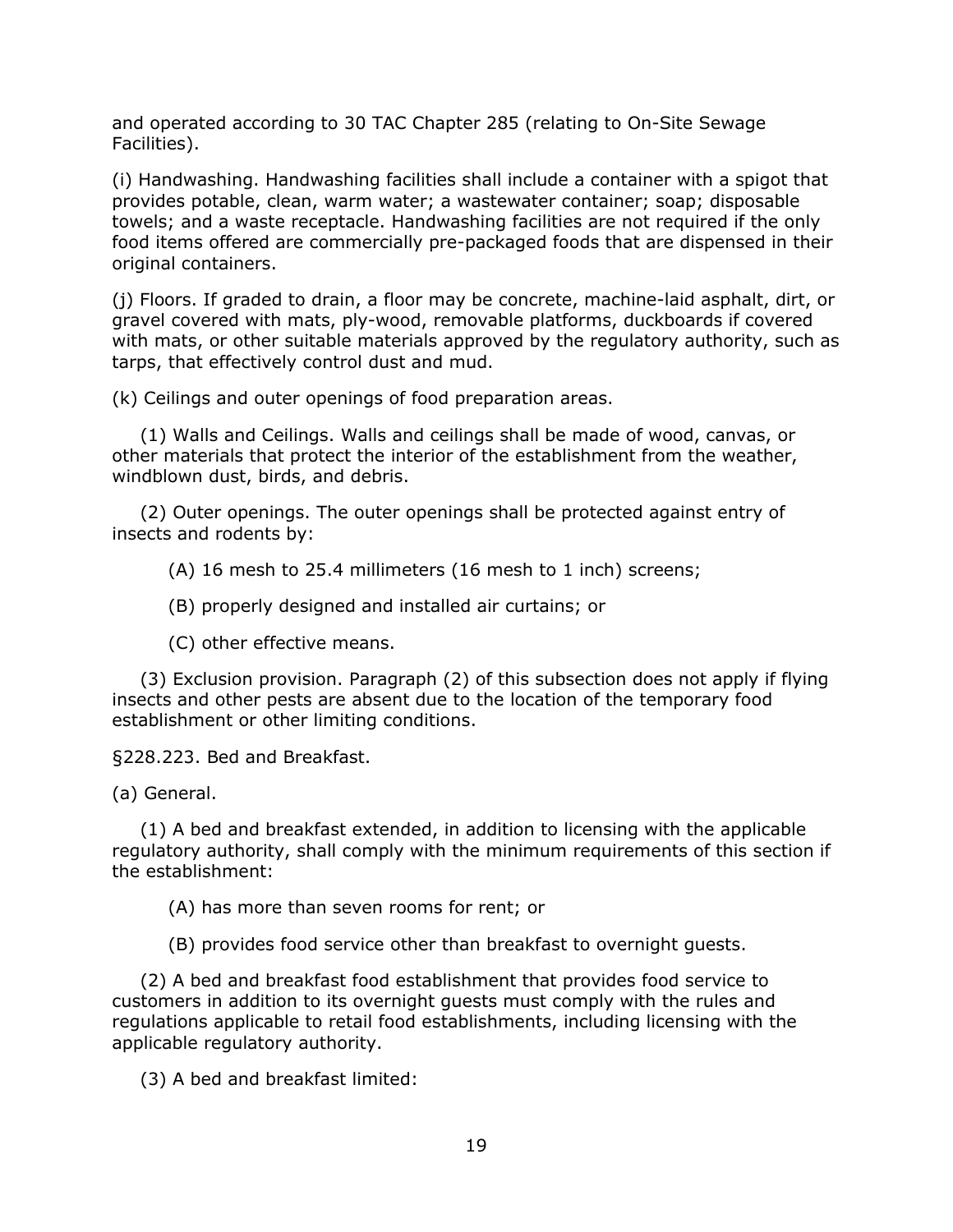and operated according to 30 TAC Chapter 285 (relating to On-Site Sewage Facilities).

(i) Handwashing. Handwashing facilities shall include a container with a spigot that provides potable, clean, warm water; a wastewater container; soap; disposable towels; and a waste receptacle. Handwashing facilities are not required if the only food items offered are commercially pre-packaged foods that are dispensed in their original containers.

(j) Floors. If graded to drain, a floor may be concrete, machine-laid asphalt, dirt, or gravel covered with mats, ply-wood, removable platforms, duckboards if covered with mats, or other suitable materials approved by the regulatory authority, such as tarps, that effectively control dust and mud.

(k) Ceilings and outer openings of food preparation areas.

(1) Walls and Ceilings. Walls and ceilings shall be made of wood, canvas, or other materials that protect the interior of the establishment from the weather, windblown dust, birds, and debris.

(2) Outer openings. The outer openings shall be protected against entry of insects and rodents by:

(A) 16 mesh to 25.4 millimeters (16 mesh to 1 inch) screens;

(B) properly designed and installed air curtains; or

(C) other effective means.

(3) Exclusion provision. Paragraph (2) of this subsection does not apply if flying insects and other pests are absent due to the location of the temporary food establishment or other limiting conditions.

§228.223. Bed and Breakfast.

(a) General.

(1) A bed and breakfast extended, in addition to licensing with the applicable regulatory authority, shall comply with the minimum requirements of this section if the establishment:

(A) has more than seven rooms for rent; or

(B) provides food service other than breakfast to overnight guests.

(2) A bed and breakfast food establishment that provides food service to customers in addition to its overnight guests must comply with the rules and regulations applicable to retail food establishments, including licensing with the applicable regulatory authority.

(3) A bed and breakfast limited: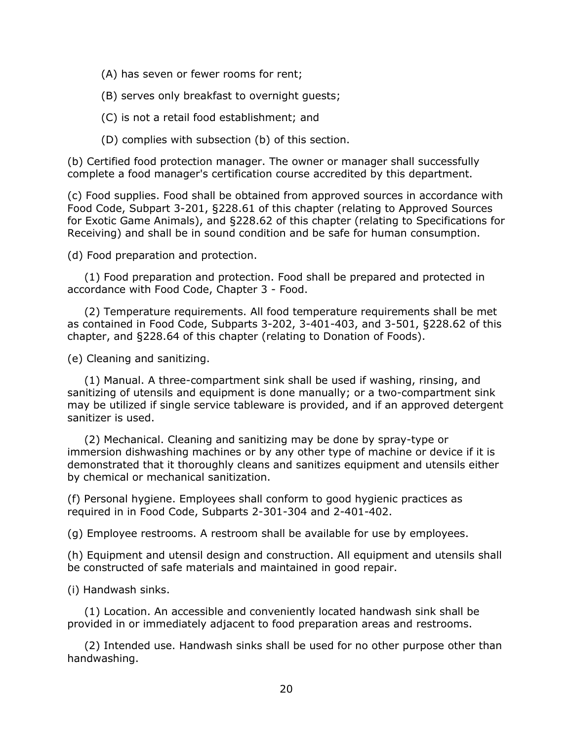(A) has seven or fewer rooms for rent;

(B) serves only breakfast to overnight guests;

(C) is not a retail food establishment; and

(D) complies with subsection (b) of this section.

(b) Certified food protection manager. The owner or manager shall successfully complete a food manager's certification course accredited by this department.

(c) Food supplies. Food shall be obtained from approved sources in accordance with Food Code, Subpart 3-201, §228.61 of this chapter (relating to Approved Sources for Exotic Game Animals), and §228.62 of this chapter (relating to Specifications for Receiving) and shall be in sound condition and be safe for human consumption.

(d) Food preparation and protection.

(1) Food preparation and protection. Food shall be prepared and protected in accordance with Food Code, Chapter 3 - Food.

(2) Temperature requirements. All food temperature requirements shall be met as contained in Food Code, Subparts 3-202, 3-401-403, and 3-501, §228.62 of this chapter, and §228.64 of this chapter (relating to Donation of Foods).

(e) Cleaning and sanitizing.

(1) Manual. A three-compartment sink shall be used if washing, rinsing, and sanitizing of utensils and equipment is done manually; or a two-compartment sink may be utilized if single service tableware is provided, and if an approved detergent sanitizer is used.

(2) Mechanical. Cleaning and sanitizing may be done by spray-type or immersion dishwashing machines or by any other type of machine or device if it is demonstrated that it thoroughly cleans and sanitizes equipment and utensils either by chemical or mechanical sanitization.

(f) Personal hygiene. Employees shall conform to good hygienic practices as required in in Food Code, Subparts 2-301-304 and 2-401-402.

(g) Employee restrooms. A restroom shall be available for use by employees.

(h) Equipment and utensil design and construction. All equipment and utensils shall be constructed of safe materials and maintained in good repair.

(i) Handwash sinks.

(1) Location. An accessible and conveniently located handwash sink shall be provided in or immediately adjacent to food preparation areas and restrooms.

(2) Intended use. Handwash sinks shall be used for no other purpose other than handwashing.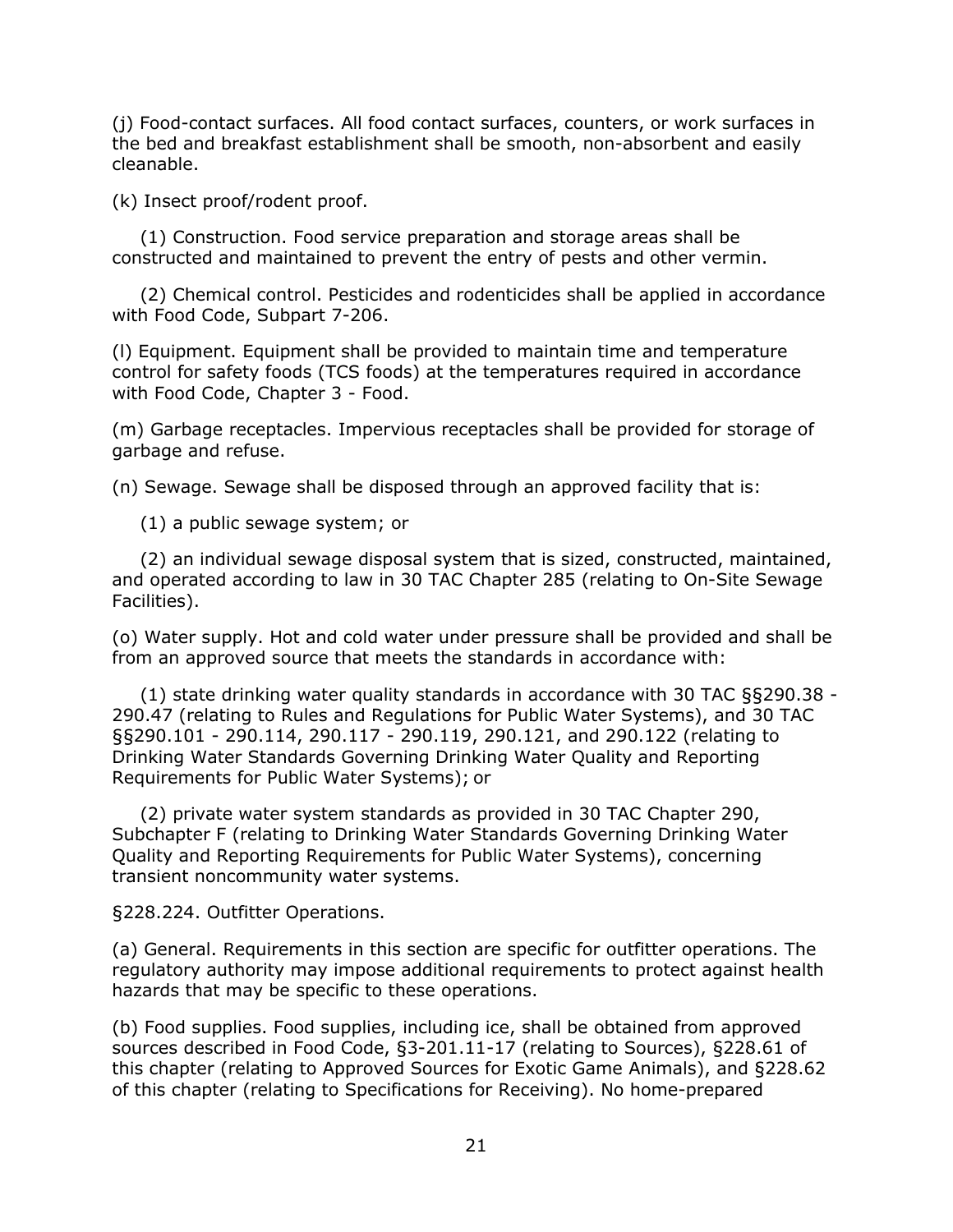(j) Food-contact surfaces. All food contact surfaces, counters, or work surfaces in the bed and breakfast establishment shall be smooth, non-absorbent and easily cleanable.

(k) Insect proof/rodent proof.

(1) Construction. Food service preparation and storage areas shall be constructed and maintained to prevent the entry of pests and other vermin.

(2) Chemical control. Pesticides and rodenticides shall be applied in accordance with Food Code, Subpart 7-206.

(l) Equipment. Equipment shall be provided to maintain time and temperature control for safety foods (TCS foods) at the temperatures required in accordance with Food Code, Chapter 3 - Food.

(m) Garbage receptacles. Impervious receptacles shall be provided for storage of garbage and refuse.

(n) Sewage. Sewage shall be disposed through an approved facility that is:

(1) a public sewage system; or

(2) an individual sewage disposal system that is sized, constructed, maintained, and operated according to law in 30 TAC Chapter 285 (relating to On-Site Sewage Facilities).

(o) Water supply. Hot and cold water under pressure shall be provided and shall be from an approved source that meets the standards in accordance with:

(1) state drinking water quality standards in accordance with 30 TAC §§290.38 - 290.47 (relating to Rules and Regulations for Public Water Systems), and 30 TAC §§290.101 - 290.114, 290.117 - 290.119, 290.121, and 290.122 (relating to Drinking Water Standards Governing Drinking Water Quality and Reporting Requirements for Public Water Systems); or

(2) private water system standards as provided in 30 TAC Chapter 290, Subchapter F (relating to Drinking Water Standards Governing Drinking Water Quality and Reporting Requirements for Public Water Systems), concerning transient noncommunity water systems.

§228.224. Outfitter Operations.

(a) General. Requirements in this section are specific for outfitter operations. The regulatory authority may impose additional requirements to protect against health hazards that may be specific to these operations.

(b) Food supplies. Food supplies, including ice, shall be obtained from approved sources described in Food Code, §3-201.11-17 (relating to Sources), §228.61 of this chapter (relating to Approved Sources for Exotic Game Animals), and §228.62 of this chapter (relating to Specifications for Receiving). No home-prepared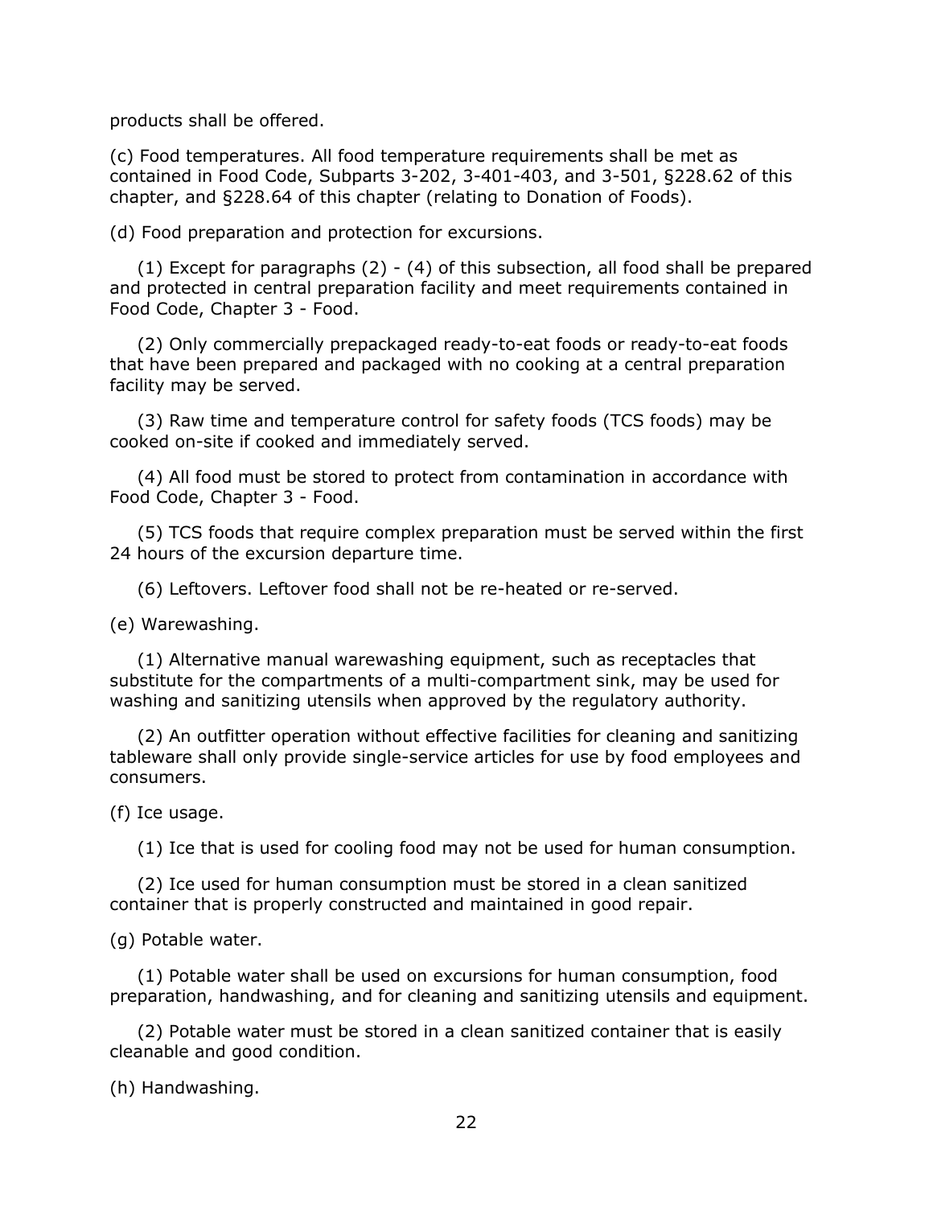products shall be offered.

(c) Food temperatures. All food temperature requirements shall be met as contained in Food Code, Subparts 3-202, 3-401-403, and 3-501, §228.62 of this chapter, and §228.64 of this chapter (relating to Donation of Foods).

(d) Food preparation and protection for excursions.

(1) Except for paragraphs (2) - (4) of this subsection, all food shall be prepared and protected in central preparation facility and meet requirements contained in Food Code, Chapter 3 - Food.

(2) Only commercially prepackaged ready-to-eat foods or ready-to-eat foods that have been prepared and packaged with no cooking at a central preparation facility may be served.

(3) Raw time and temperature control for safety foods (TCS foods) may be cooked on-site if cooked and immediately served.

(4) All food must be stored to protect from contamination in accordance with Food Code, Chapter 3 - Food.

(5) TCS foods that require complex preparation must be served within the first 24 hours of the excursion departure time.

(6) Leftovers. Leftover food shall not be re-heated or re-served.

(e) Warewashing.

(1) Alternative manual warewashing equipment, such as receptacles that substitute for the compartments of a multi-compartment sink, may be used for washing and sanitizing utensils when approved by the regulatory authority.

(2) An outfitter operation without effective facilities for cleaning and sanitizing tableware shall only provide single-service articles for use by food employees and consumers.

(f) Ice usage.

(1) Ice that is used for cooling food may not be used for human consumption.

(2) Ice used for human consumption must be stored in a clean sanitized container that is properly constructed and maintained in good repair.

(g) Potable water.

(1) Potable water shall be used on excursions for human consumption, food preparation, handwashing, and for cleaning and sanitizing utensils and equipment.

(2) Potable water must be stored in a clean sanitized container that is easily cleanable and good condition.

(h) Handwashing.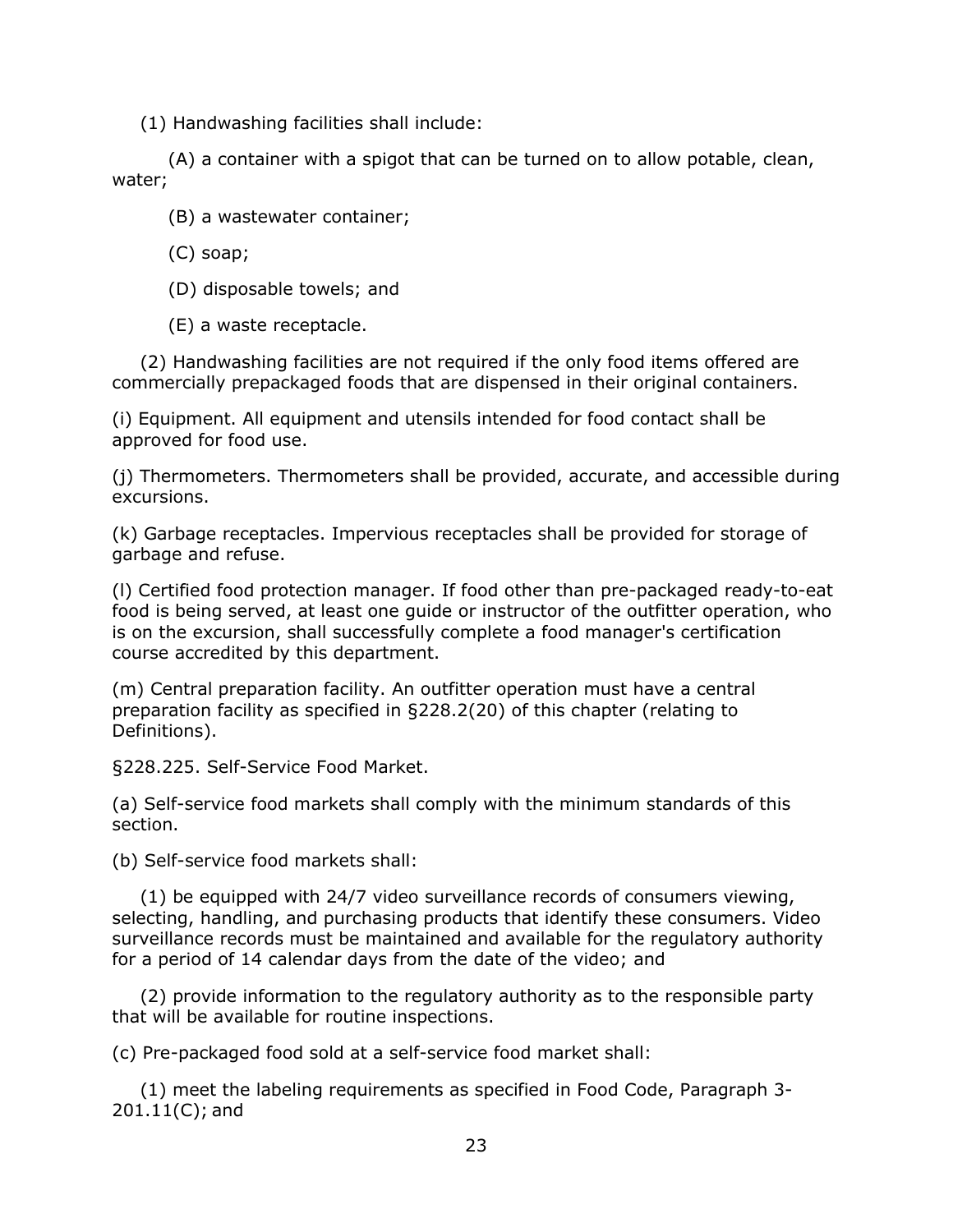(1) Handwashing facilities shall include:

(A) a container with a spigot that can be turned on to allow potable, clean, water;

(B) a wastewater container;

(C) soap;

(D) disposable towels; and

(E) a waste receptacle.

(2) Handwashing facilities are not required if the only food items offered are commercially prepackaged foods that are dispensed in their original containers.

(i) Equipment. All equipment and utensils intended for food contact shall be approved for food use.

(j) Thermometers. Thermometers shall be provided, accurate, and accessible during excursions.

(k) Garbage receptacles. Impervious receptacles shall be provided for storage of garbage and refuse.

(l) Certified food protection manager. If food other than pre-packaged ready-to-eat food is being served, at least one guide or instructor of the outfitter operation, who is on the excursion, shall successfully complete a food manager's certification course accredited by this department.

(m) Central preparation facility. An outfitter operation must have a central preparation facility as specified in §228.2(20) of this chapter (relating to Definitions).

§228.225. Self-Service Food Market.

(a) Self-service food markets shall comply with the minimum standards of this section.

(b) Self-service food markets shall:

(1) be equipped with 24/7 video surveillance records of consumers viewing, selecting, handling, and purchasing products that identify these consumers. Video surveillance records must be maintained and available for the regulatory authority for a period of 14 calendar days from the date of the video; and

(2) provide information to the regulatory authority as to the responsible party that will be available for routine inspections.

(c) Pre-packaged food sold at a self-service food market shall:

(1) meet the labeling requirements as specified in Food Code, Paragraph 3-201.11(C); and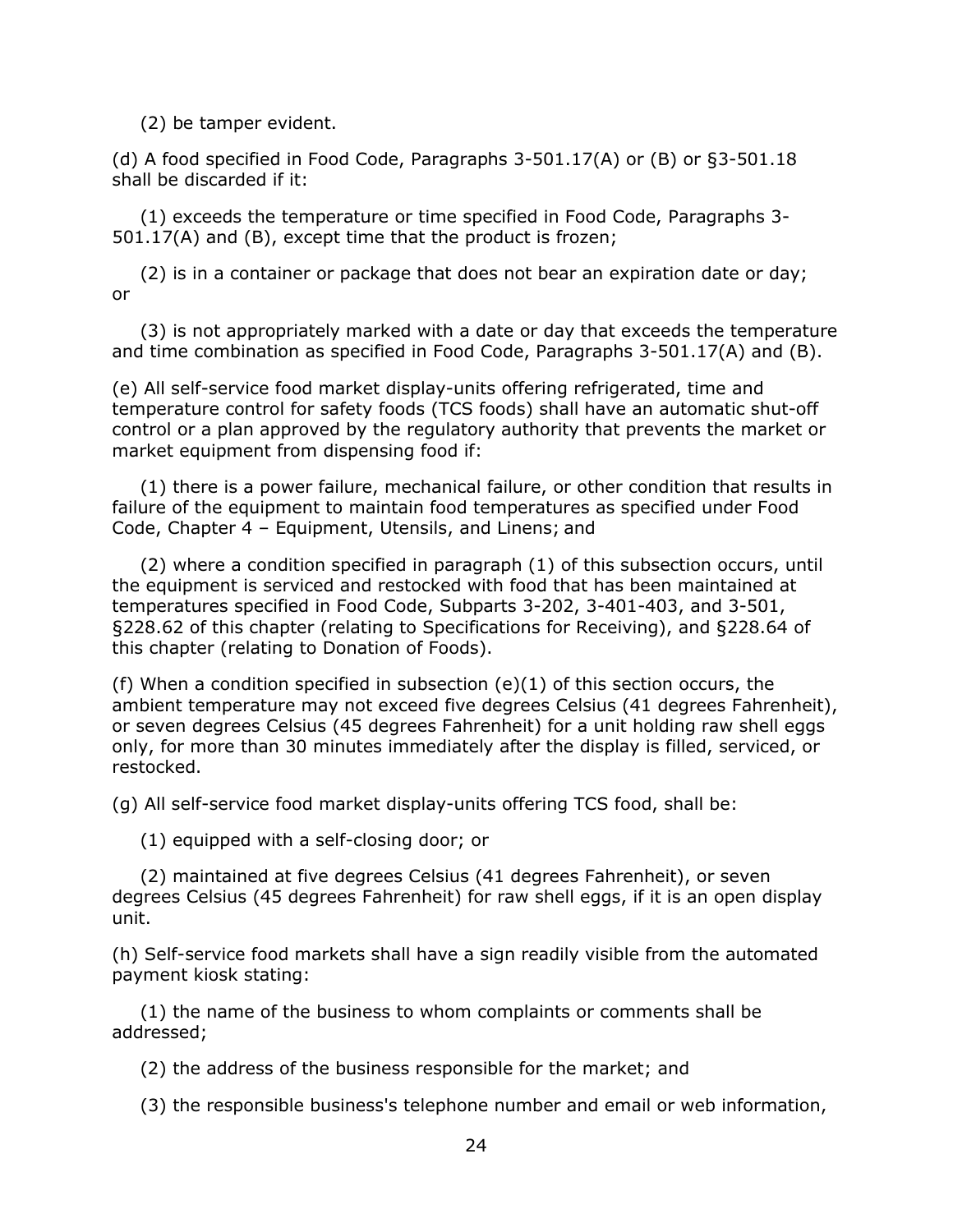(2) be tamper evident.

(d) A food specified in Food Code, Paragraphs 3-501.17(A) or (B) or §3-501.18 shall be discarded if it:

(1) exceeds the temperature or time specified in Food Code, Paragraphs 3-501.17(A) and (B), except time that the product is frozen;

(2) is in a container or package that does not bear an expiration date or day; or

(3) is not appropriately marked with a date or day that exceeds the temperature and time combination as specified in Food Code, Paragraphs 3-501.17(A) and (B).

(e) All self-service food market display-units offering refrigerated, time and temperature control for safety foods (TCS foods) shall have an automatic shut-off control or a plan approved by the regulatory authority that prevents the market or market equipment from dispensing food if:

(1) there is a power failure, mechanical failure, or other condition that results in failure of the equipment to maintain food temperatures as specified under Food Code, Chapter 4 – Equipment, Utensils, and Linens; and

(2) where a condition specified in paragraph (1) of this subsection occurs, until the equipment is serviced and restocked with food that has been maintained at temperatures specified in Food Code, Subparts 3-202, 3-401-403, and 3-501, §228.62 of this chapter (relating to Specifications for Receiving), and §228.64 of this chapter (relating to Donation of Foods).

(f) When a condition specified in subsection (e)(1) of this section occurs, the ambient temperature may not exceed five degrees Celsius (41 degrees Fahrenheit), or seven degrees Celsius (45 degrees Fahrenheit) for a unit holding raw shell eggs only, for more than 30 minutes immediately after the display is filled, serviced, or restocked.

(g) All self-service food market display-units offering TCS food, shall be:

(1) equipped with a self-closing door; or

(2) maintained at five degrees Celsius (41 degrees Fahrenheit), or seven degrees Celsius (45 degrees Fahrenheit) for raw shell eggs, if it is an open display unit.

(h) Self-service food markets shall have a sign readily visible from the automated payment kiosk stating:

(1) the name of the business to whom complaints or comments shall be addressed;

(2) the address of the business responsible for the market; and

(3) the responsible business's telephone number and email or web information,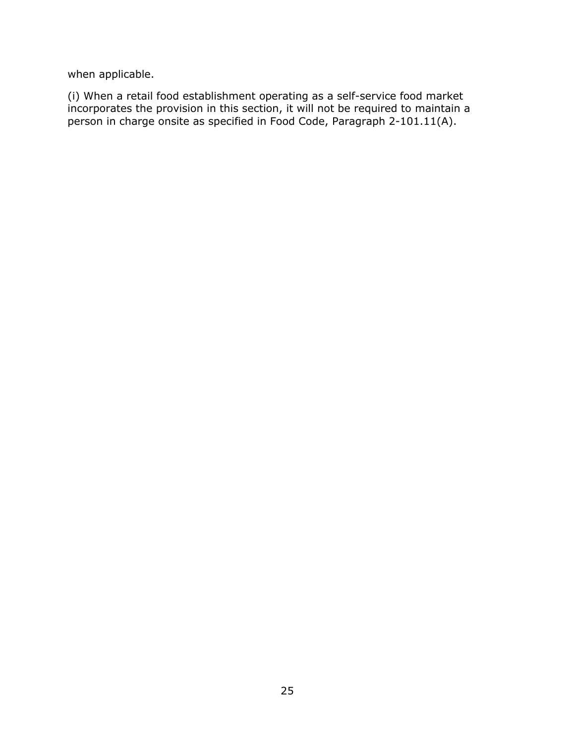when applicable.

(i) When a retail food establishment operating as a self-service food market incorporates the provision in this section, it will not be required to maintain a person in charge onsite as specified in Food Code, Paragraph 2-101.11(A).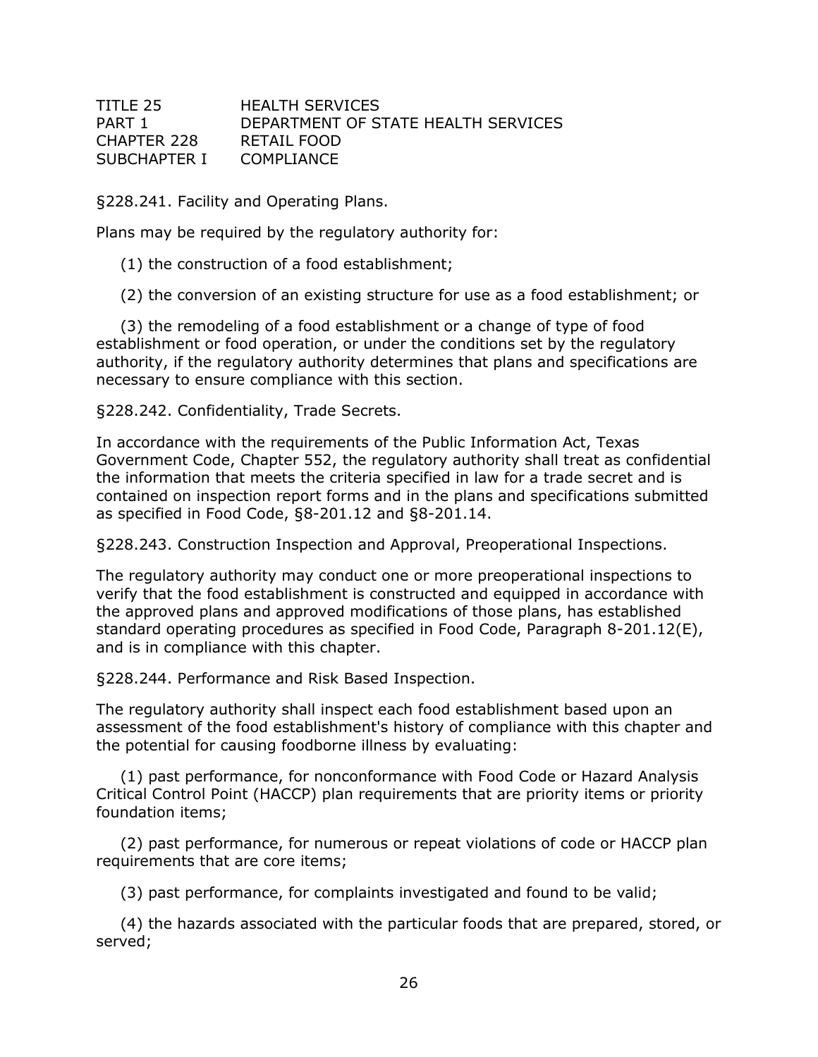TITLE 25 HEALTH SERVICES
PART 1 DEPARTMENT OF STATE HEALTH SERVICES
CHAPTER 228 RETAIL FOOD
SUBCHAPTER I COMPLIANCE

§228.241. Facility and Operating Plans.

Plans may be required by the regulatory authority for:

(1) the construction of a food establishment;

(2) the conversion of an existing structure for use as a food establishment; or

(3) the remodeling of a food establishment or a change of type of food establishment or food operation, or under the conditions set by the regulatory authority, if the regulatory authority determines that plans and specifications are necessary to ensure compliance with this section.

§228.242. Confidentiality, Trade Secrets.

In accordance with the requirements of the Public Information Act, Texas Government Code, Chapter 552, the regulatory authority shall treat as confidential the information that meets the criteria specified in law for a trade secret and is contained on inspection report forms and in the plans and specifications submitted as specified in Food Code, §8-201.12 and §8-201.14.

§228.243. Construction Inspection and Approval, Preoperational Inspections.

The regulatory authority may conduct one or more preoperational inspections to verify that the food establishment is constructed and equipped in accordance with the approved plans and approved modifications of those plans, has established standard operating procedures as specified in Food Code, Paragraph 8-201.12(E), and is in compliance with this chapter.

§228.244. Performance and Risk Based Inspection.

The regulatory authority shall inspect each food establishment based upon an assessment of the food establishment's history of compliance with this chapter and the potential for causing foodborne illness by evaluating:

(1) past performance, for nonconformance with Food Code or Hazard Analysis Critical Control Point (HACCP) plan requirements that are priority items or priority foundation items;

(2) past performance, for numerous or repeat violations of code or HACCP plan requirements that are core items;

(3) past performance, for complaints investigated and found to be valid;

(4) the hazards associated with the particular foods that are prepared, stored, or served;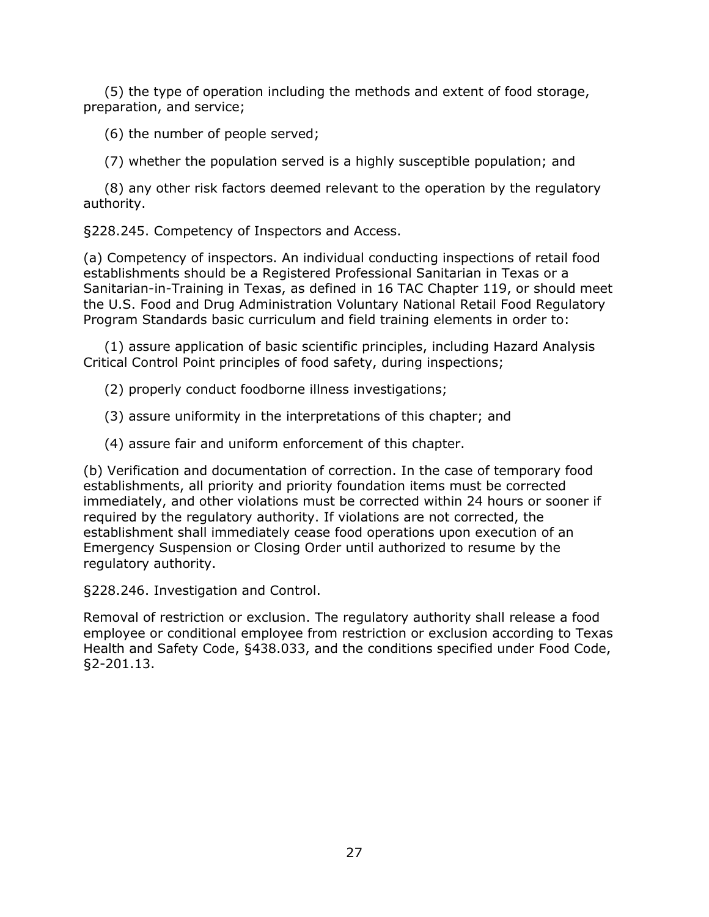(5) the type of operation including the methods and extent of food storage, preparation, and service;

(6) the number of people served;

(7) whether the population served is a highly susceptible population; and

(8) any other risk factors deemed relevant to the operation by the regulatory authority.

§228.245. Competency of Inspectors and Access.

(a) Competency of inspectors. An individual conducting inspections of retail food establishments should be a Registered Professional Sanitarian in Texas or a Sanitarian-in-Training in Texas, as defined in 16 TAC Chapter 119, or should meet the U.S. Food and Drug Administration Voluntary National Retail Food Regulatory Program Standards basic curriculum and field training elements in order to:

(1) assure application of basic scientific principles, including Hazard Analysis Critical Control Point principles of food safety, during inspections;

(2) properly conduct foodborne illness investigations;

(3) assure uniformity in the interpretations of this chapter; and

(4) assure fair and uniform enforcement of this chapter.

(b) Verification and documentation of correction. In the case of temporary food establishments, all priority and priority foundation items must be corrected immediately, and other violations must be corrected within 24 hours or sooner if required by the regulatory authority. If violations are not corrected, the establishment shall immediately cease food operations upon execution of an Emergency Suspension or Closing Order until authorized to resume by the regulatory authority.

§228.246. Investigation and Control.

Removal of restriction or exclusion. The regulatory authority shall release a food employee or conditional employee from restriction or exclusion according to Texas Health and Safety Code, §438.033, and the conditions specified under Food Code, §2-201.13.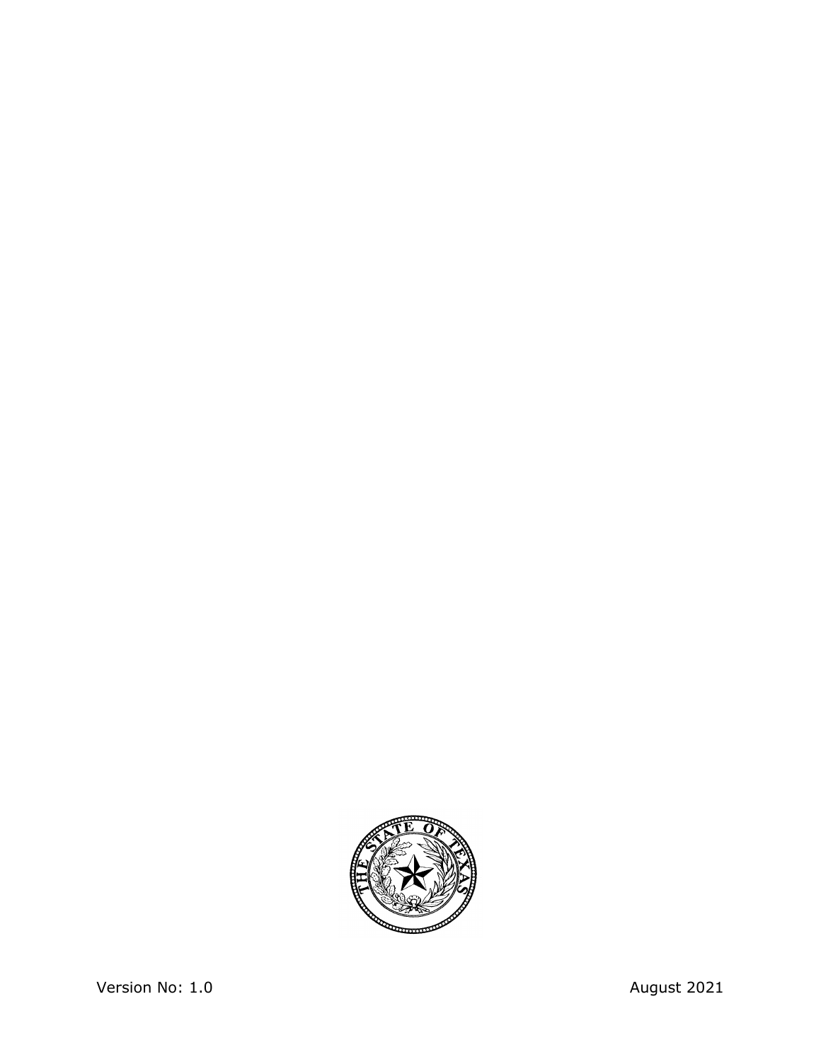Version No: 1.0 August 2021